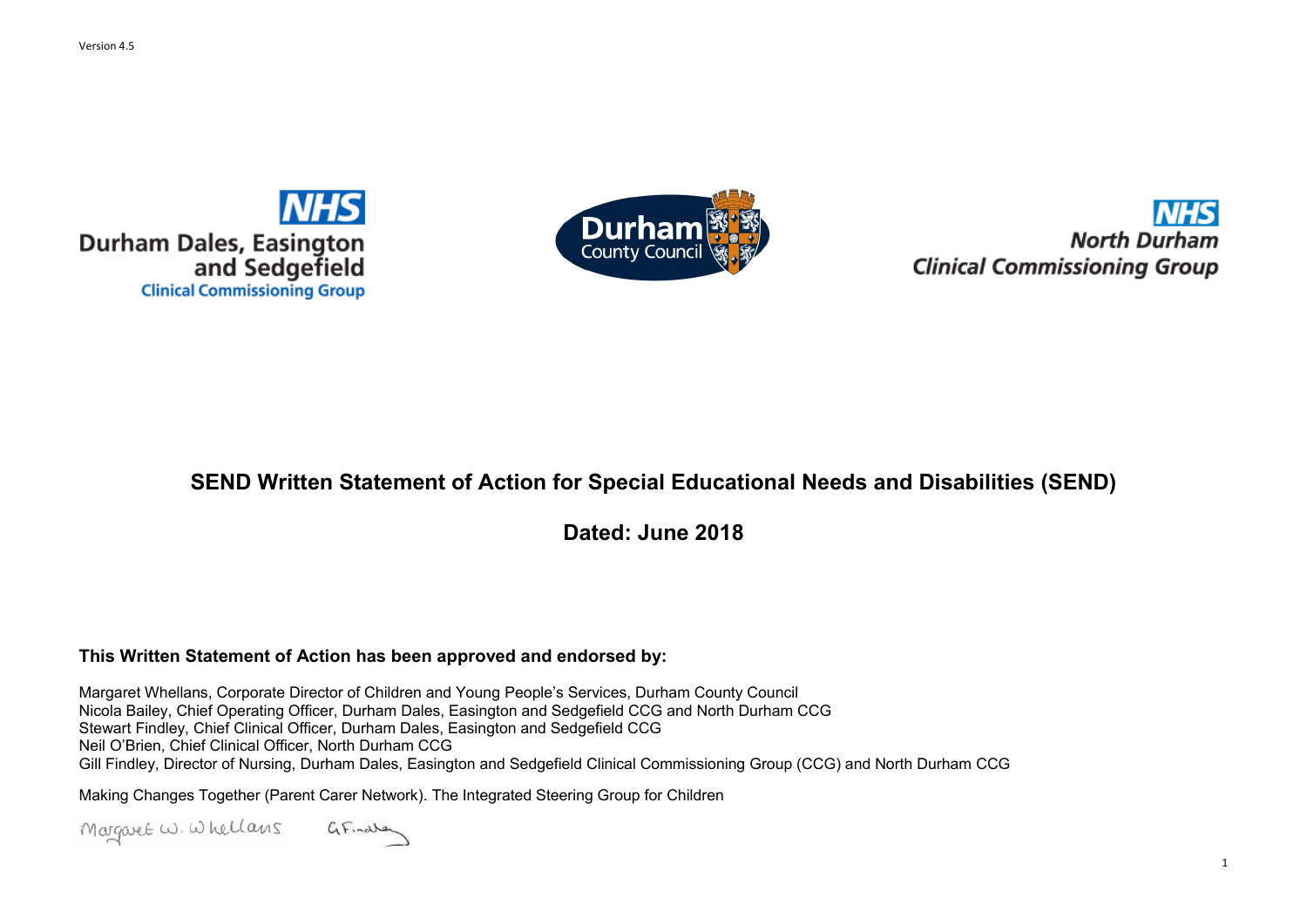Version 4.5

NHS Durham Dales, Easington and Sedgefield Clinical Commissioning Group

Durham County Council

NHS North Durham Clinical Commissioning Group

# SEND Written Statement of Action for Special Educational Needs and Disabilities (SEND)

## Dated: June 2018

**This Written Statement of Action has been approved and endorsed by:**

Margaret Whellans, Corporate Director of Children and Young People's Services, Durham County Council
Nicola Bailey, Chief Operating Officer, Durham Dales, Easington and Sedgefield CCG and North Durham CCG
Stewart Findley, Chief Clinical Officer, Durham Dales, Easington and Sedgefield CCG
Neil O'Brien, Chief Clinical Officer, North Durham CCG
Gill Findley, Director of Nursing, Durham Dales, Easington and Sedgefield Clinical Commissioning Group (CCG) and North Durham CCG

Making Changes Together (Parent Carer Network). The Integrated Steering Group for Children

Margaret W. Whellans   G Findley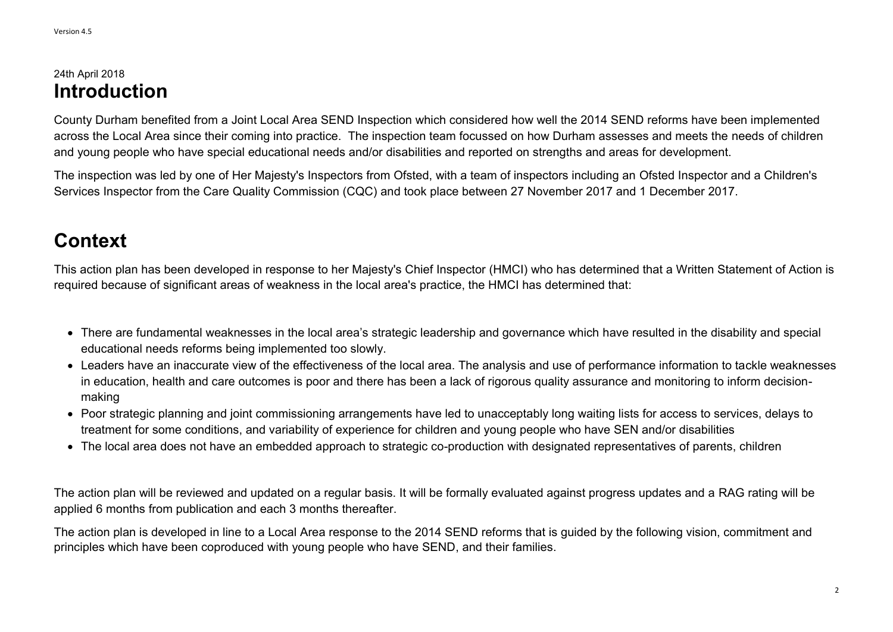24th April 2018

# Introduction

County Durham benefited from a Joint Local Area SEND Inspection which considered how well the 2014 SEND reforms have been implemented across the Local Area since their coming into practice. The inspection team focussed on how Durham assesses and meets the needs of children and young people who have special educational needs and/or disabilities and reported on strengths and areas for development.

The inspection was led by one of Her Majesty's Inspectors from Ofsted, with a team of inspectors including an Ofsted Inspector and a Children's Services Inspector from the Care Quality Commission (CQC) and took place between 27 November 2017 and 1 December 2017.

# Context

This action plan has been developed in response to her Majesty's Chief Inspector (HMCI) who has determined that a Written Statement of Action is required because of significant areas of weakness in the local area's practice, the HMCI has determined that:

- There are fundamental weaknesses in the local area's strategic leadership and governance which have resulted in the disability and special educational needs reforms being implemented too slowly.
- Leaders have an inaccurate view of the effectiveness of the local area. The analysis and use of performance information to tackle weaknesses in education, health and care outcomes is poor and there has been a lack of rigorous quality assurance and monitoring to inform decision-making
- Poor strategic planning and joint commissioning arrangements have led to unacceptably long waiting lists for access to services, delays to treatment for some conditions, and variability of experience for children and young people who have SEN and/or disabilities
- The local area does not have an embedded approach to strategic co-production with designated representatives of parents, children

The action plan will be reviewed and updated on a regular basis. It will be formally evaluated against progress updates and a RAG rating will be applied 6 months from publication and each 3 months thereafter.

The action plan is developed in line to a Local Area response to the 2014 SEND reforms that is guided by the following vision, commitment and principles which have been coproduced with young people who have SEND, and their families.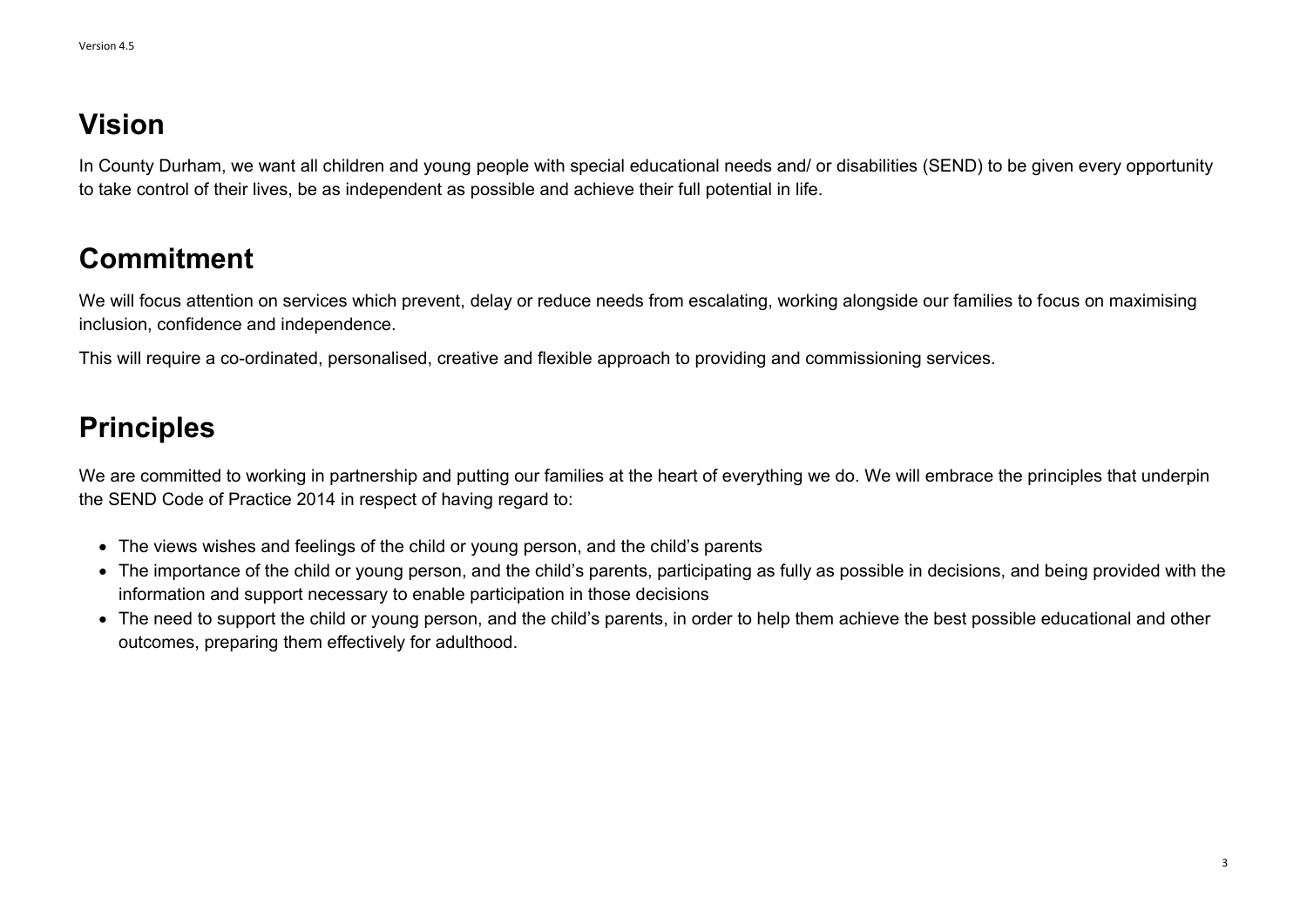## Vision

In County Durham, we want all children and young people with special educational needs and/ or disabilities (SEND) to be given every opportunity to take control of their lives, be as independent as possible and achieve their full potential in life.

## Commitment

We will focus attention on services which prevent, delay or reduce needs from escalating, working alongside our families to focus on maximising inclusion, confidence and independence.

This will require a co-ordinated, personalised, creative and flexible approach to providing and commissioning services.

## Principles

We are committed to working in partnership and putting our families at the heart of everything we do. We will embrace the principles that underpin the SEND Code of Practice 2014 in respect of having regard to:

- The views wishes and feelings of the child or young person, and the child's parents
- The importance of the child or young person, and the child's parents, participating as fully as possible in decisions, and being provided with the information and support necessary to enable participation in those decisions
- The need to support the child or young person, and the child's parents, in order to help them achieve the best possible educational and other outcomes, preparing them effectively for adulthood.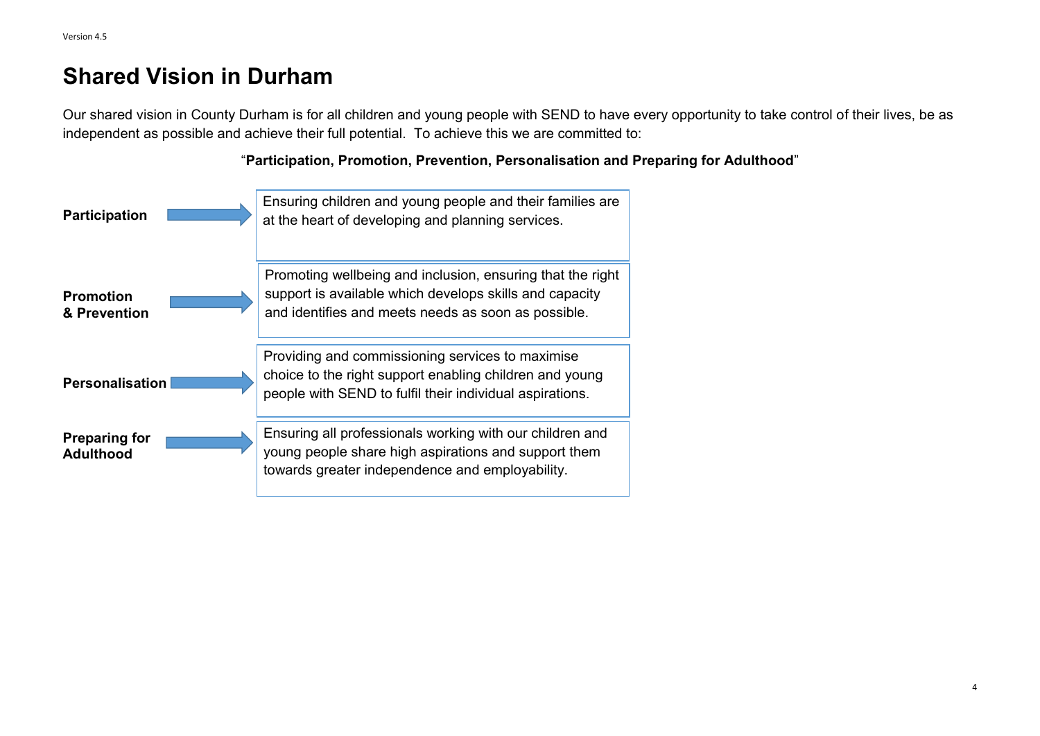# Shared Vision in Durham

Our shared vision in County Durham is for all children and young people with SEND to have every opportunity to take control of their lives, be as independent as possible and achieve their full potential. To achieve this we are committed to:

"**Participation, Promotion, Prevention, Personalisation and Preparing for Adulthood**"

**Participation** → Ensuring children and young people and their families are at the heart of developing and planning services.

**Promotion & Prevention** → Promoting wellbeing and inclusion, ensuring that the right support is available which develops skills and capacity and identifies and meets needs as soon as possible.

**Personalisation** → Providing and commissioning services to maximise choice to the right support enabling children and young people with SEND to fulfil their individual aspirations.

**Preparing for Adulthood** → Ensuring all professionals working with our children and young people share high aspirations and support them towards greater independence and employability.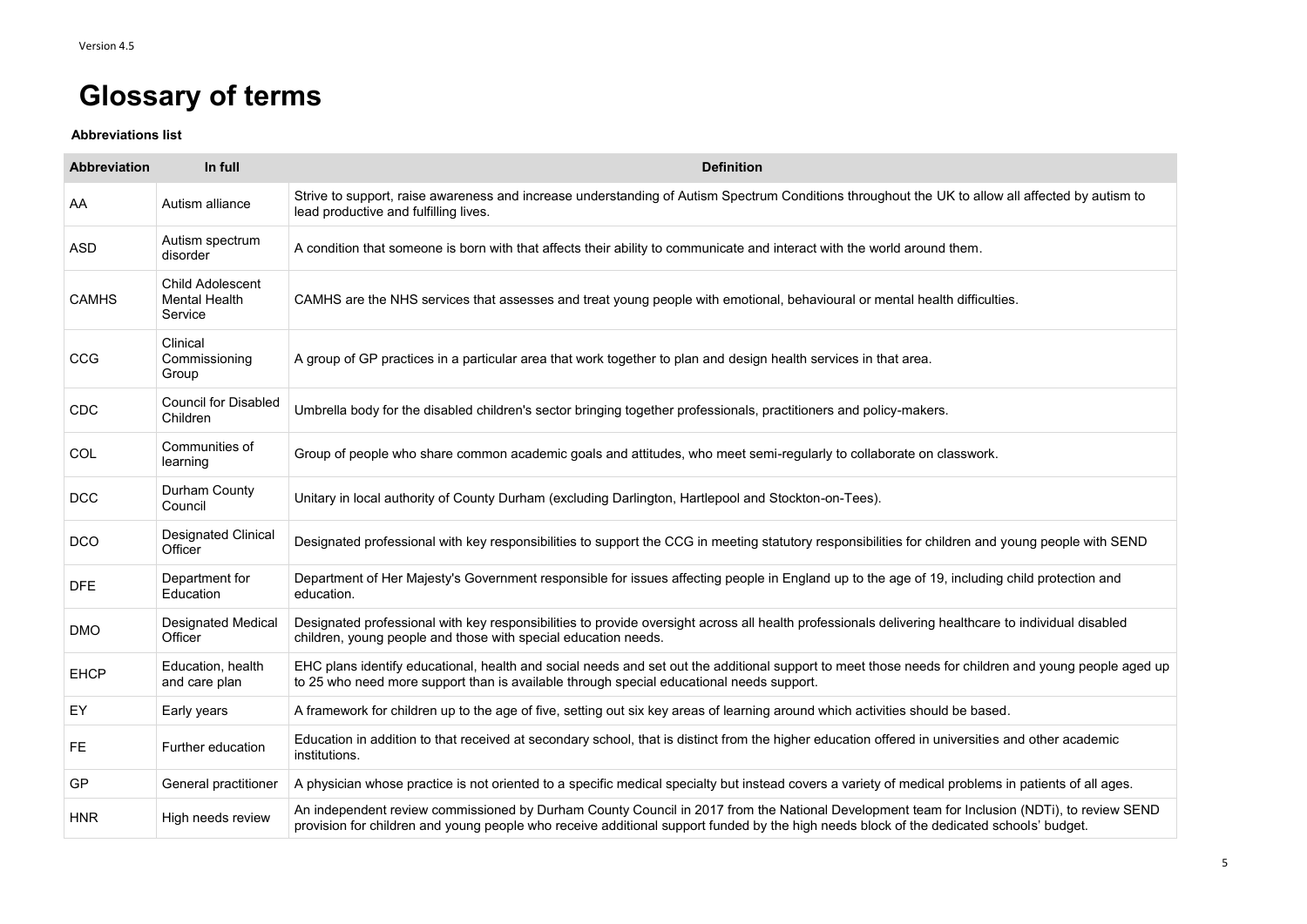# Glossary of terms

**Abbreviations list**

| Abbreviation | In full | Definition |
|---|---|---|
| AA | Autism alliance | Strive to support, raise awareness and increase understanding of Autism Spectrum Conditions throughout the UK to allow all affected by autism to lead productive and fulfilling lives. |
| ASD | Autism spectrum disorder | A condition that someone is born with that affects their ability to communicate and interact with the world around them. |
| CAMHS | Child Adolescent Mental Health Service | CAMHS are the NHS services that assesses and treat young people with emotional, behavioural or mental health difficulties. |
| CCG | Clinical Commissioning Group | A group of GP practices in a particular area that work together to plan and design health services in that area. |
| CDC | Council for Disabled Children | Umbrella body for the disabled children's sector bringing together professionals, practitioners and policy-makers. |
| COL | Communities of learning | Group of people who share common academic goals and attitudes, who meet semi-regularly to collaborate on classwork. |
| DCC | Durham County Council | Unitary in local authority of County Durham (excluding Darlington, Hartlepool and Stockton-on-Tees). |
| DCO | Designated Clinical Officer | Designated professional with key responsibilities to support the CCG in meeting statutory responsibilities for children and young people with SEND |
| DFE | Department for Education | Department of Her Majesty's Government responsible for issues affecting people in England up to the age of 19, including child protection and education. |
| DMO | Designated Medical Officer | Designated professional with key responsibilities to provide oversight across all health professionals delivering healthcare to individual disabled children, young people and those with special education needs. |
| EHCP | Education, health and care plan | EHC plans identify educational, health and social needs and set out the additional support to meet those needs for children and young people aged up to 25 who need more support than is available through special educational needs support. |
| EY | Early years | A framework for children up to the age of five, setting out six key areas of learning around which activities should be based. |
| FE | Further education | Education in addition to that received at secondary school, that is distinct from the higher education offered in universities and other academic institutions. |
| GP | General practitioner | A physician whose practice is not oriented to a specific medical specialty but instead covers a variety of medical problems in patients of all ages. |
| HNR | High needs review | An independent review commissioned by Durham County Council in 2017 from the National Development team for Inclusion (NDTi), to review SEND provision for children and young people who receive additional support funded by the high needs block of the dedicated schools' budget. |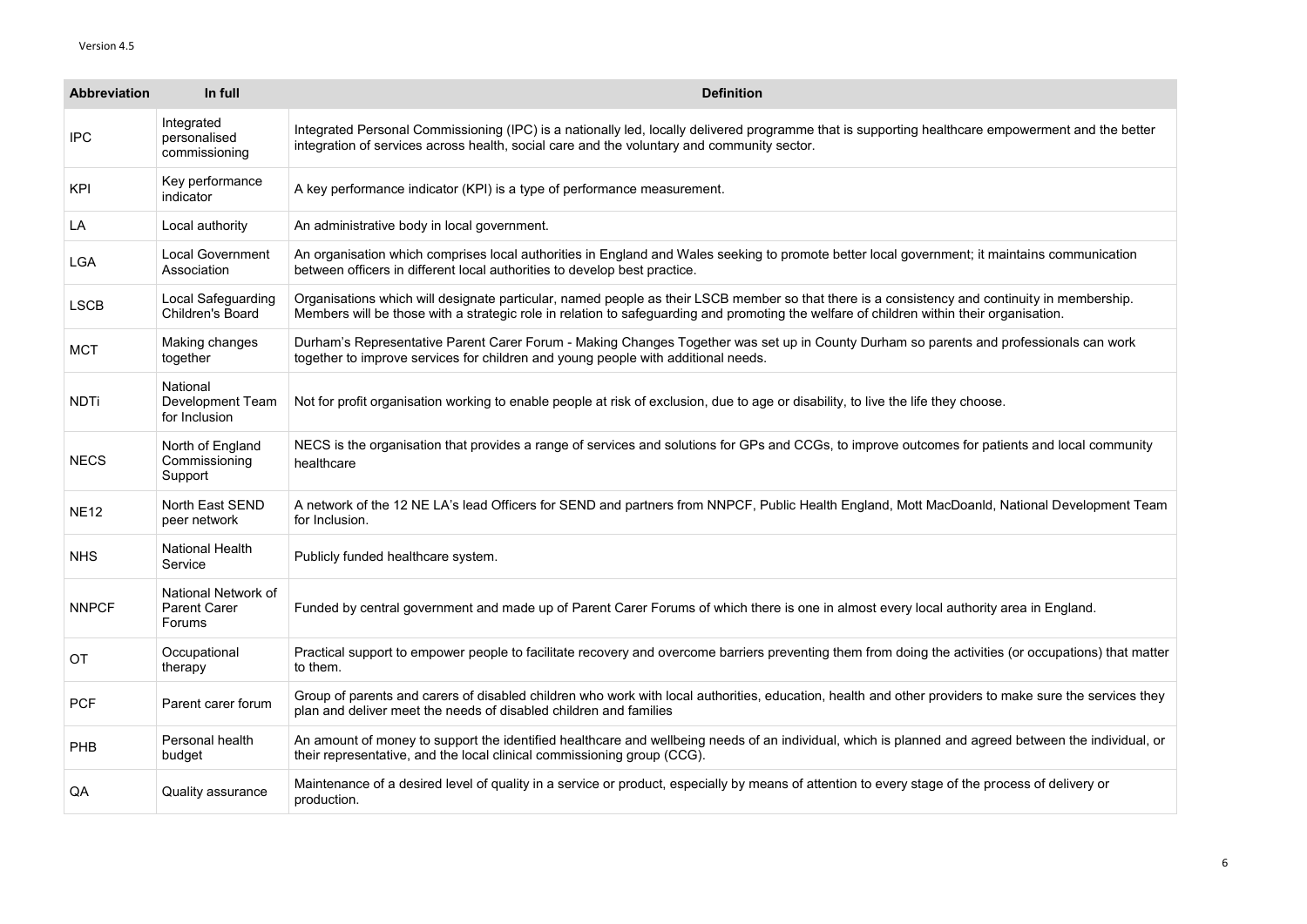| Abbreviation | In full | Definition |
|---|---|---|
| IPC | Integrated personalised commissioning | Integrated Personal Commissioning (IPC) is a nationally led, locally delivered programme that is supporting healthcare empowerment and the better integration of services across health, social care and the voluntary and community sector. |
| KPI | Key performance indicator | A key performance indicator (KPI) is a type of performance measurement. |
| LA | Local authority | An administrative body in local government. |
| LGA | Local Government Association | An organisation which comprises local authorities in England and Wales seeking to promote better local government; it maintains communication between officers in different local authorities to develop best practice. |
| LSCB | Local Safeguarding Children's Board | Organisations which will designate particular, named people as their LSCB member so that there is a consistency and continuity in membership. Members will be those with a strategic role in relation to safeguarding and promoting the welfare of children within their organisation. |
| MCT | Making changes together | Durham's Representative Parent Carer Forum - Making Changes Together was set up in County Durham so parents and professionals can work together to improve services for children and young people with additional needs. |
| NDTi | National Development Team for Inclusion | Not for profit organisation working to enable people at risk of exclusion, due to age or disability, to live the life they choose. |
| NECS | North of England Commissioning Support | NECS is the organisation that provides a range of services and solutions for GPs and CCGs, to improve outcomes for patients and local community healthcare |
| NE12 | North East SEND peer network | A network of the 12 NE LA's lead Officers for SEND and partners from NNPCF, Public Health England, Mott MacDoanld, National Development Team for Inclusion. |
| NHS | National Health Service | Publicly funded healthcare system. |
| NNPCF | National Network of Parent Carer Forums | Funded by central government and made up of Parent Carer Forums of which there is one in almost every local authority area in England. |
| OT | Occupational therapy | Practical support to empower people to facilitate recovery and overcome barriers preventing them from doing the activities (or occupations) that matter to them. |
| PCF | Parent carer forum | Group of parents and carers of disabled children who work with local authorities, education, health and other providers to make sure the services they plan and deliver meet the needs of disabled children and families |
| PHB | Personal health budget | An amount of money to support the identified healthcare and wellbeing needs of an individual, which is planned and agreed between the individual, or their representative, and the local clinical commissioning group (CCG). |
| QA | Quality assurance | Maintenance of a desired level of quality in a service or product, especially by means of attention to every stage of the process of delivery or production. |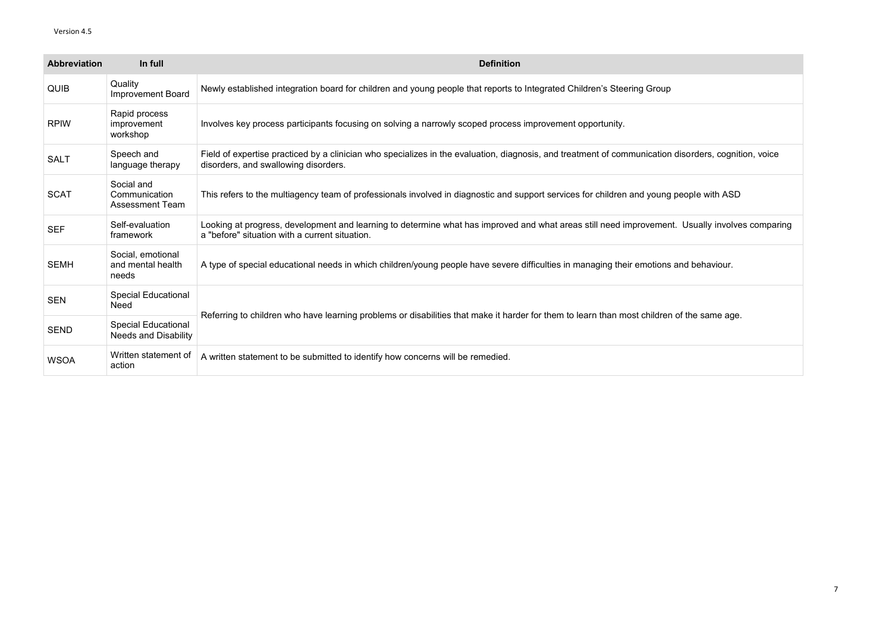| Abbreviation | In full | Definition |
|---|---|---|
| QUIB | Quality Improvement Board | Newly established integration board for children and young people that reports to Integrated Children's Steering Group |
| RPIW | Rapid process improvement workshop | Involves key process participants focusing on solving a narrowly scoped process improvement opportunity. |
| SALT | Speech and language therapy | Field of expertise practiced by a clinician who specializes in the evaluation, diagnosis, and treatment of communication disorders, cognition, voice disorders, and swallowing disorders. |
| SCAT | Social and Communication Assessment Team | This refers to the multiagency team of professionals involved in diagnostic and support services for children and young people with ASD |
| SEF | Self-evaluation framework | Looking at progress, development and learning to determine what has improved and what areas still need improvement. Usually involves comparing a "before" situation with a current situation. |
| SEMH | Social, emotional and mental health needs | A type of special educational needs in which children/young people have severe difficulties in managing their emotions and behaviour. |
| SEN | Special Educational Need | Referring to children who have learning problems or disabilities that make it harder for them to learn than most children of the same age. |
| SEND | Special Educational Needs and Disability | |
| WSOA | Written statement of action | A written statement to be submitted to identify how concerns will be remedied. |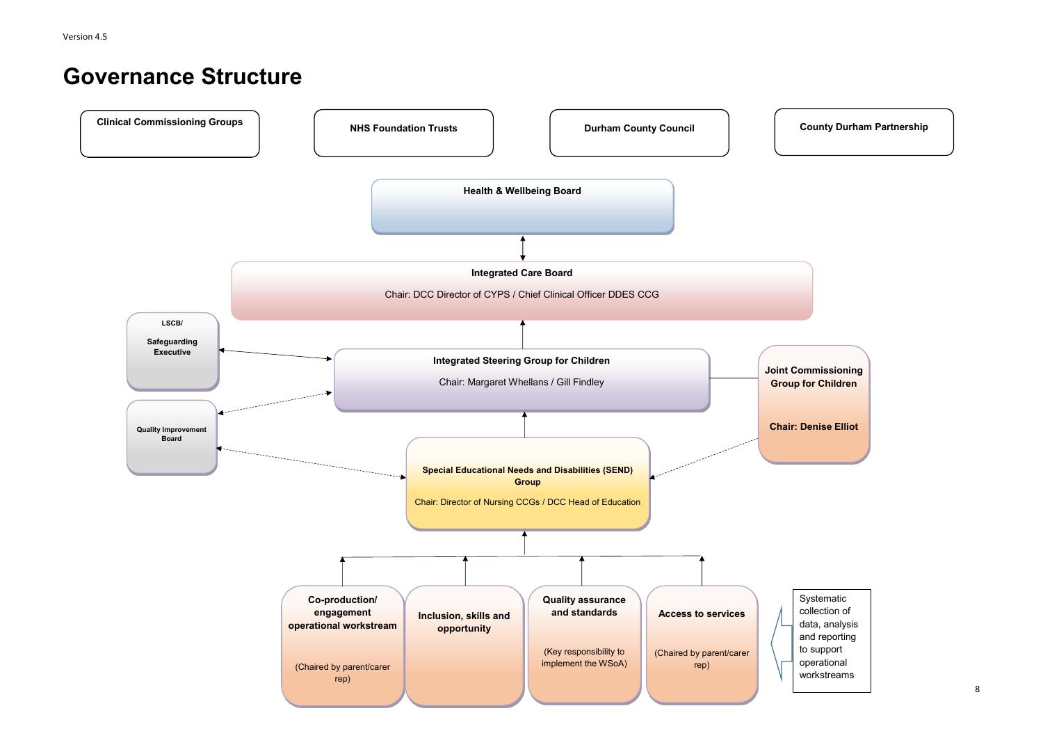# Governance Structure

**Clinical Commissioning Groups**

**NHS Foundation Trusts**

**Durham County Council**

**County Durham Partnership**

**Health & Wellbeing Board**

**Integrated Care Board**

Chair: DCC Director of CYPS / Chief Clinical Officer DDES CCG

**LSCB/**

**Safeguarding Executive**

**Integrated Steering Group for Children**

Chair: Margaret Whellans / Gill Findley

**Joint Commissioning Group for Children**

**Chair: Denise Elliot**

**Quality Improvement Board**

**Special Educational Needs and Disabilities (SEND) Group**

Chair: Director of Nursing CCGs / DCC Head of Education

**Co-production/ engagement operational workstream**

(Chaired by parent/carer rep)

**Inclusion, skills and opportunity**

**Quality assurance and standards**

(Key responsibility to implement the WSoA)

**Access to services**

(Chaired by parent/carer rep)

Systematic collection of data, analysis and reporting to support operational workstreams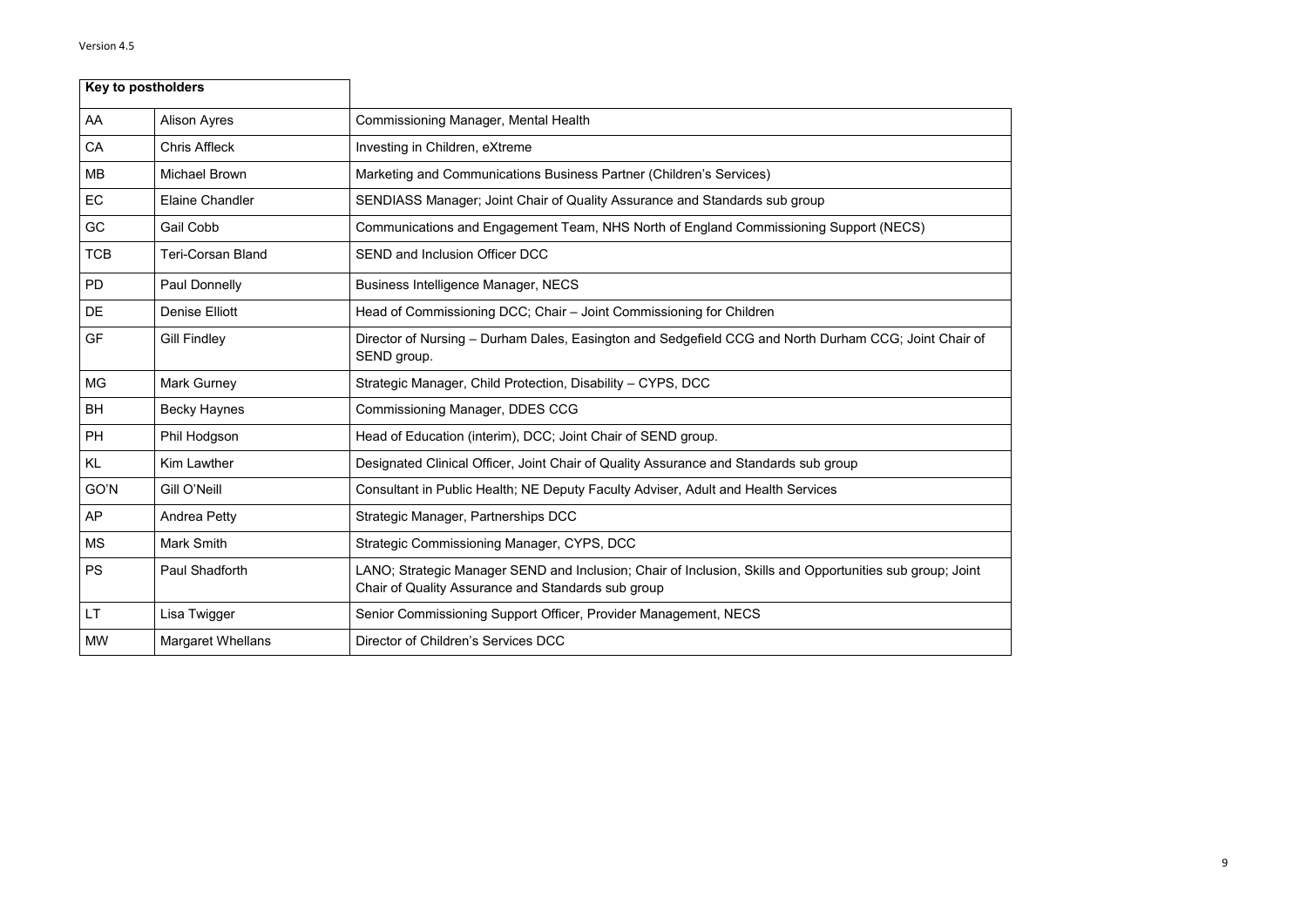| Key to postholders | | |
|---|---|---|
| AA | Alison Ayres | Commissioning Manager, Mental Health |
| CA | Chris Affleck | Investing in Children, eXtreme |
| MB | Michael Brown | Marketing and Communications Business Partner (Children's Services) |
| EC | Elaine Chandler | SENDIASS Manager; Joint Chair of Quality Assurance and Standards sub group |
| GC | Gail Cobb | Communications and Engagement Team, NHS North of England Commissioning Support (NECS) |
| TCB | Teri-Corsan Bland | SEND and Inclusion Officer DCC |
| PD | Paul Donnelly | Business Intelligence Manager, NECS |
| DE | Denise Elliott | Head of Commissioning DCC; Chair – Joint Commissioning for Children |
| GF | Gill Findley | Director of Nursing – Durham Dales, Easington and Sedgefield CCG and North Durham CCG; Joint Chair of SEND group. |
| MG | Mark Gurney | Strategic Manager, Child Protection, Disability – CYPS, DCC |
| BH | Becky Haynes | Commissioning Manager, DDES CCG |
| PH | Phil Hodgson | Head of Education (interim), DCC; Joint Chair of SEND group. |
| KL | Kim Lawther | Designated Clinical Officer, Joint Chair of Quality Assurance and Standards sub group |
| GO'N | Gill O'Neill | Consultant in Public Health; NE Deputy Faculty Adviser, Adult and Health Services |
| AP | Andrea Petty | Strategic Manager, Partnerships DCC |
| MS | Mark Smith | Strategic Commissioning Manager, CYPS, DCC |
| PS | Paul Shadforth | LANO; Strategic Manager SEND and Inclusion; Chair of Inclusion, Skills and Opportunities sub group; Joint Chair of Quality Assurance and Standards sub group |
| LT | Lisa Twigger | Senior Commissioning Support Officer, Provider Management, NECS |
| MW | Margaret Whellans | Director of Children's Services DCC |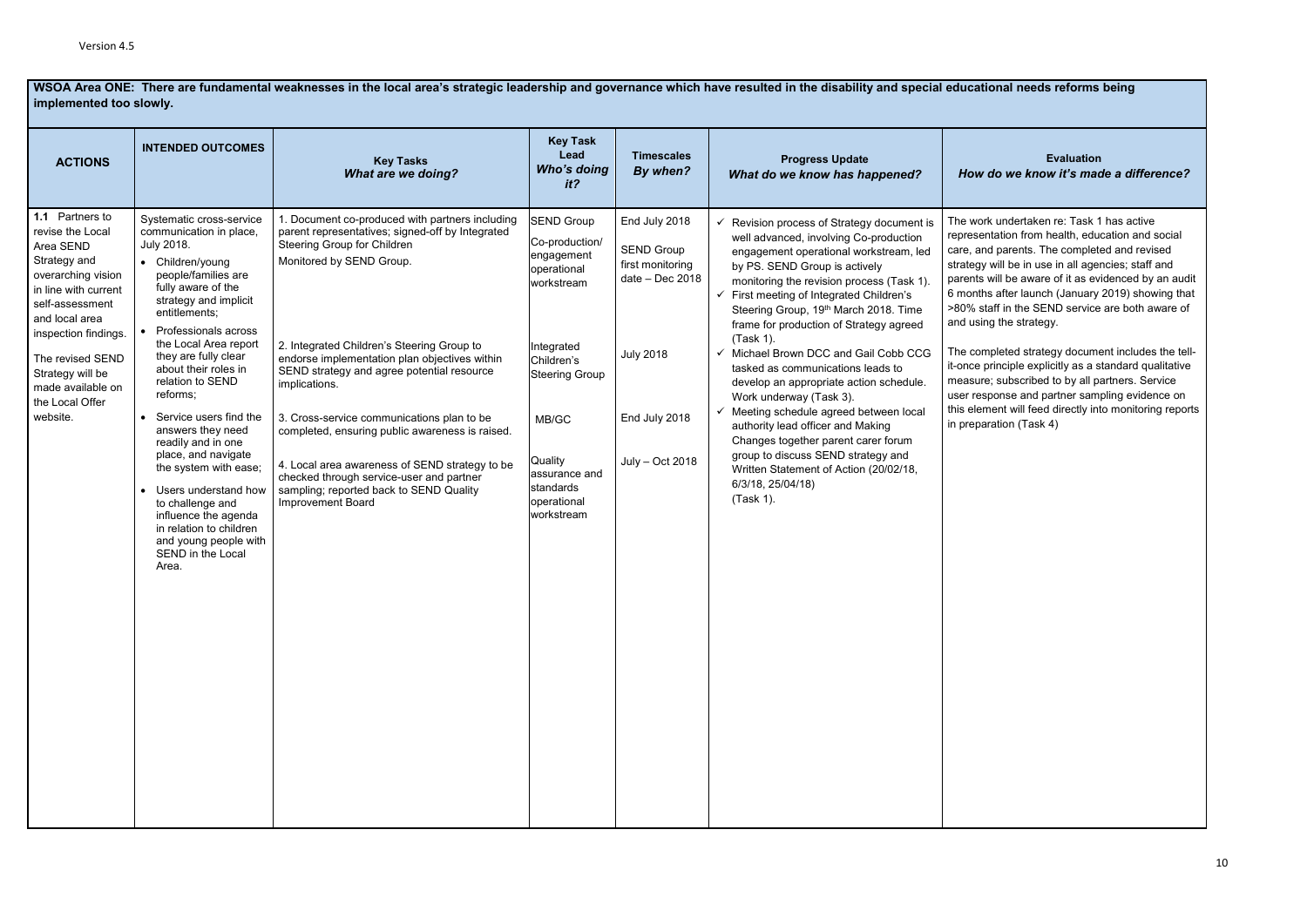Version 4.5

**WSOA Area ONE: There are fundamental weaknesses in the local area's strategic leadership and governance which have resulted in the disability and special educational needs reforms being implemented too slowly.**

| ACTIONS | INTENDED OUTCOMES | Key Tasks *What are we doing?* | Key Task Lead *Who's doing it?* | Timescales *By when?* | Progress Update *What do we know has happened?* | Evaluation *How do we know it's made a difference?* |
|---|---|---|---|---|---|---|
| **1.1** Partners to revise the Local Area SEND Strategy and overarching vision in line with current self-assessment and local area inspection findings.<br><br>The revised SEND Strategy will be made available on the Local Offer website. | Systematic cross-service communication in place, July 2018.<br>• Children/young people/families are fully aware of the strategy and implicit entitlements;<br>• Professionals across the Local Area report they are fully clear about their roles in relation to SEND reforms;<br>• Service users find the answers they need readily and in one place, and navigate the system with ease;<br>• Users understand how to challenge and influence the agenda in relation to children and young people with SEND in the Local Area. | 1. Document co-produced with partners including parent representatives; signed-off by Integrated Steering Group for Children<br>Monitored by SEND Group.<br><br>2. Integrated Children's Steering Group to endorse implementation plan objectives within SEND strategy and agree potential resource implications.<br><br>3. Cross-service communications plan to be completed, ensuring public awareness is raised.<br><br>4. Local area awareness of SEND strategy to be checked through service-user and partner sampling; reported back to SEND Quality Improvement Board | SEND Group<br>Co-production/ engagement operational workstream<br><br>Integrated Children's Steering Group<br><br>MB/GC<br><br>Quality assurance and standards operational workstream | End July 2018<br>SEND Group first monitoring date – Dec 2018<br><br>July 2018<br><br>End July 2018<br><br>July – Oct 2018 | ✓ Revision process of Strategy document is well advanced, involving Co-production engagement operational workstream, led by PS. SEND Group is actively monitoring the revision process (Task 1).<br>✓ First meeting of Integrated Children's Steering Group, 19th March 2018. Time frame for production of Strategy agreed (Task 1).<br>✓ Michael Brown DCC and Gail Cobb CCG tasked as communications leads to develop an appropriate action schedule. Work underway (Task 3).<br>✓ Meeting schedule agreed between local authority lead officer and Making Changes together parent carer forum group to discuss SEND strategy and Written Statement of Action (20/02/18, 6/3/18, 25/04/18)<br>(Task 1). | The work undertaken re: Task 1 has active representation from health, education and social care, and parents. The completed and revised strategy will be in use in all agencies; staff and parents will be aware of it as evidenced by an audit 6 months after launch (January 2019) showing that >80% staff in the SEND service are both aware of and using the strategy.<br><br>The completed strategy document includes the tell-it-once principle explicitly as a standard qualitative measure; subscribed to by all partners. Service user response and partner sampling evidence on this element will feed directly into monitoring reports in preparation (Task 4) |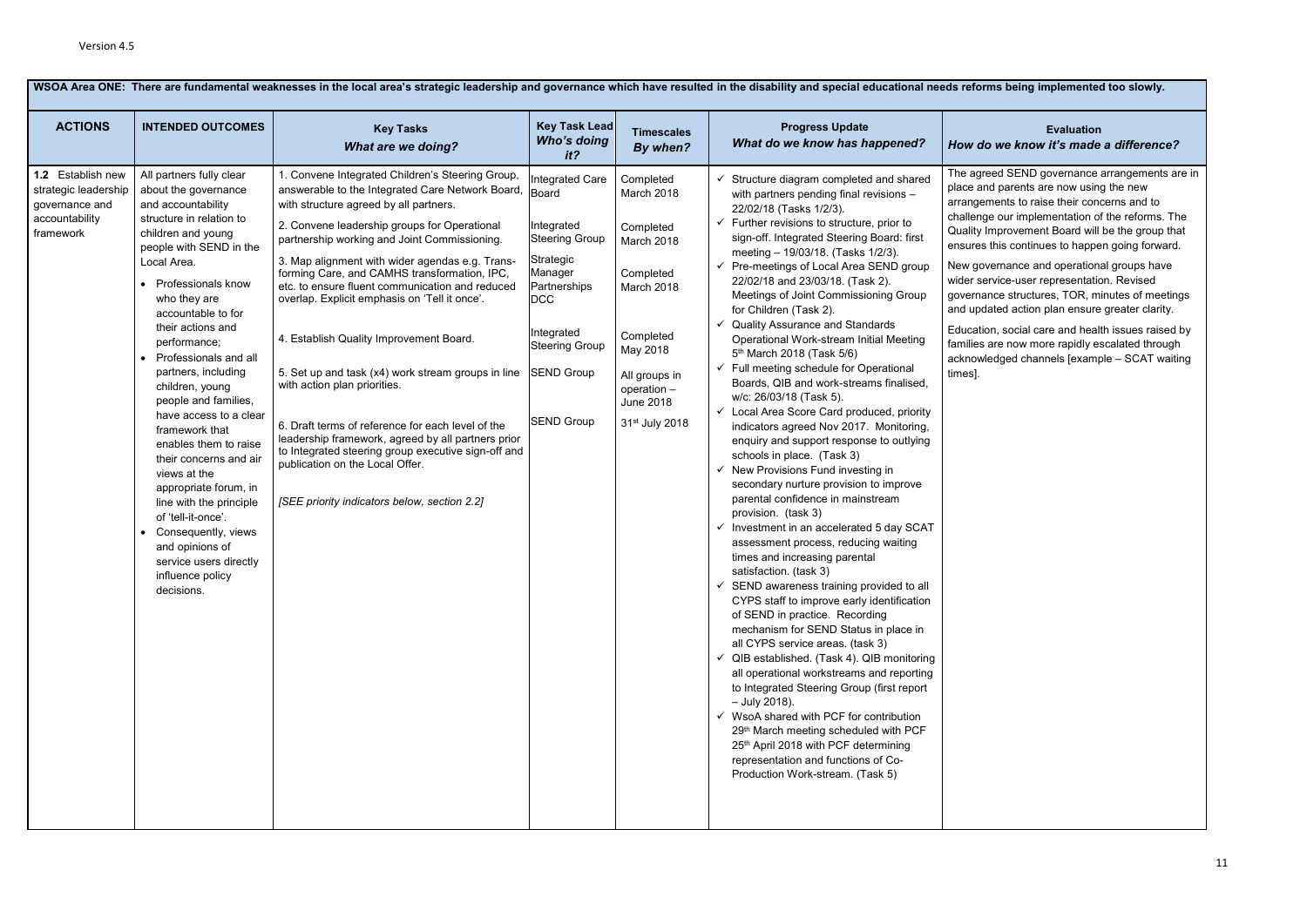Version 4.5

| WSOA Area ONE: There are fundamental weaknesses in the local area's strategic leadership and governance which have resulted in the disability and special educational needs reforms being implemented too slowly. | | | | | | |
|---|---|---|---|---|---|---|
| **ACTIONS** | **INTENDED OUTCOMES** | **Key Tasks** *What are we doing?* | **Key Task Lead** *Who's doing it?* | **Timescales** *By when?* | **Progress Update** *What do we know has happened?* | **Evaluation** *How do we know it's made a difference?* |
| **1.2** Establish new strategic leadership governance and accountability framework | All partners fully clear about the governance and accountability structure in relation to children and young people with SEND in the Local Area.<br>• Professionals know who they are accountable to for their actions and performance;<br>• Professionals and all partners, including children, young people and families, have access to a clear framework that enables them to raise their concerns and air views at the appropriate forum, in line with the principle of 'tell-it-once'.<br>• Consequently, views and opinions of service users directly influence policy decisions. | 1. Convene Integrated Children's Steering Group, answerable to the Integrated Care Network Board, with structure agreed by all partners.<br>2. Convene leadership groups for Operational partnership working and Joint Commissioning.<br>3. Map alignment with wider agendas e.g. Trans-forming Care, and CAMHS transformation, IPC, etc. to ensure fluent communication and reduced overlap. Explicit emphasis on 'Tell it once'.<br>4. Establish Quality Improvement Board.<br>5. Set up and task (x4) work stream groups in line with action plan priorities.<br>6. Draft terms of reference for each level of the leadership framework, agreed by all partners prior to Integrated steering group executive sign-off and publication on the Local Offer.<br>*[SEE priority indicators below, section 2.2]* | Integrated Care Board<br>Integrated Steering Group<br>Strategic Manager Partnerships DCC<br>Integrated Steering Group<br>SEND Group<br>SEND Group | Completed March 2018<br>Completed March 2018<br>Completed March 2018<br>Completed May 2018<br>All groups in operation – June 2018<br>31st July 2018 | ✓ Structure diagram completed and shared with partners pending final revisions – 22/02/18 (Tasks 1/2/3).<br>✓ Further revisions to structure, prior to sign-off. Integrated Steering Board: first meeting – 19/03/18. (Tasks 1/2/3).<br>✓ Pre-meetings of Local Area SEND group 22/02/18 and 23/03/18. (Task 2). Meetings of Joint Commissioning Group for Children (Task 2).<br>✓ Quality Assurance and Standards Operational Work-stream Initial Meeting 5th March 2018 (Task 5/6)<br>✓ Full meeting schedule for Operational Boards, QIB and work-streams finalised, w/c: 26/03/18 (Task 5).<br>✓ Local Area Score Card produced, priority indicators agreed Nov 2017. Monitoring, enquiry and support response to outlying schools in place. (Task 3)<br>✓ New Provisions Fund investing in secondary nurture provision to improve parental confidence in mainstream provision. (task 3)<br>✓ Investment in an accelerated 5 day SCAT assessment process, reducing waiting times and increasing parental satisfaction. (task 3)<br>✓ SEND awareness training provided to all CYPS staff to improve early identification of SEND in practice. Recording mechanism for SEND Status in place in all CYPS service areas. (task 3)<br>✓ QIB established. (Task 4). QIB monitoring all operational workstreams and reporting to Integrated Steering Group (first report – July 2018).<br>✓ WsoA shared with PCF for contribution 29th March meeting scheduled with PCF 25th April 2018 with PCF determining representation and functions of Co-Production Work-stream. (Task 5) | The agreed SEND governance arrangements are in place and parents are now using the new arrangements to raise their concerns and to challenge our implementation of the reforms. The Quality Improvement Board will be the group that ensures this continues to happen going forward.<br>New governance and operational groups have wider service-user representation. Revised governance structures, TOR, minutes of meetings and updated action plan ensure greater clarity.<br>Education, social care and health issues raised by families are now more rapidly escalated through acknowledged channels [example – SCAT waiting times]. |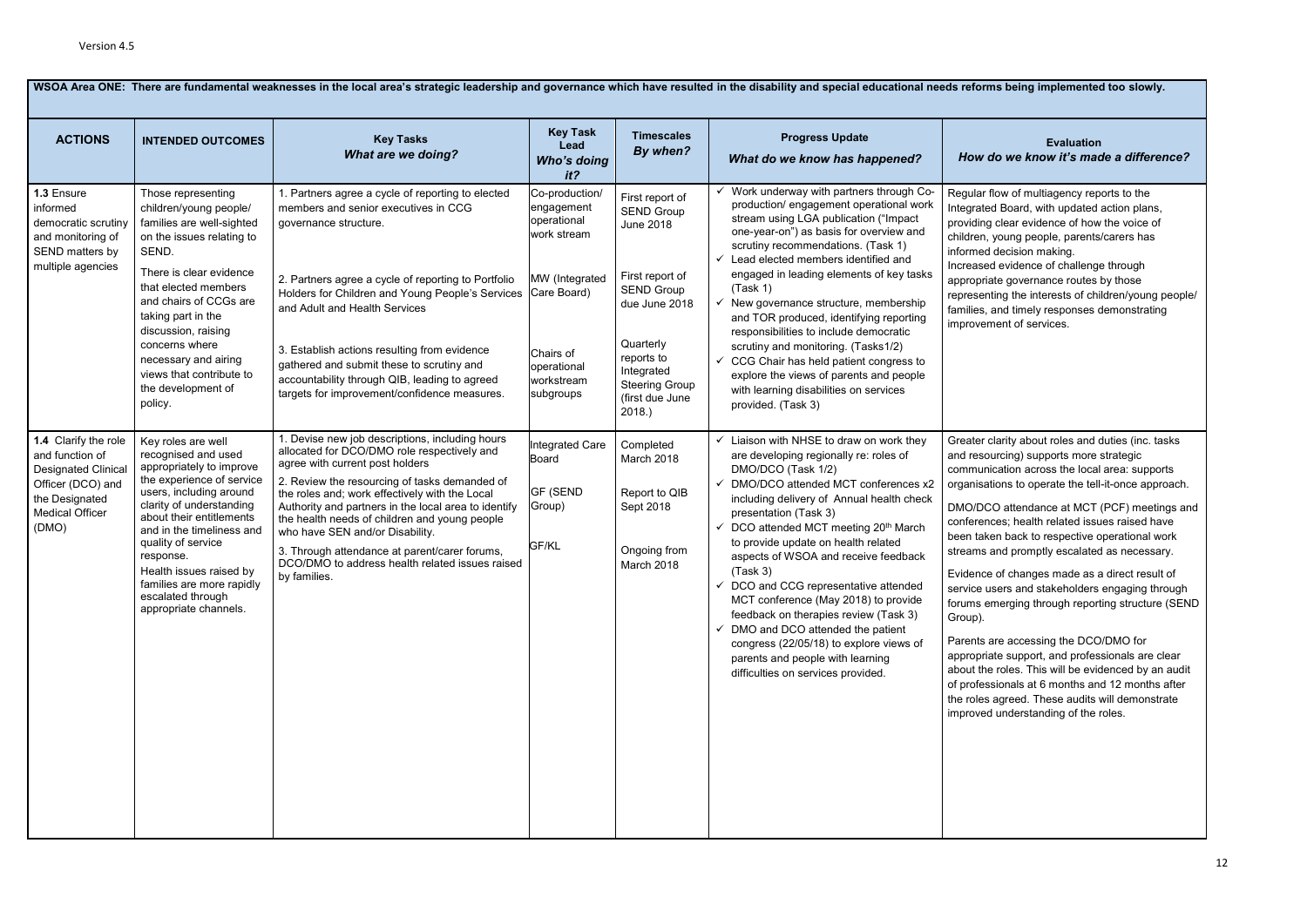Version 4.5

**WSOA Area ONE: There are fundamental weaknesses in the local area's strategic leadership and governance which have resulted in the disability and special educational needs reforms being implemented too slowly.**

| ACTIONS | INTENDED OUTCOMES | Key Tasks *What are we doing?* | Key Task Lead *Who's doing it?* | Timescales *By when?* | Progress Update *What do we know has happened?* | Evaluation *How do we know it's made a difference?* |
|---|---|---|---|---|---|---|
| **1.3** Ensure informed democratic scrutiny and monitoring of SEND matters by multiple agencies | Those representing children/young people/ families are well-sighted on the issues relating to SEND.<br><br>There is clear evidence that elected members and chairs of CCGs are taking part in the discussion, raising concerns where necessary and airing views that contribute to the development of policy. | 1. Partners agree a cycle of reporting to elected members and senior executives in CCG governance structure.<br><br>2. Partners agree a cycle of reporting to Portfolio Holders for Children and Young People's Services and Adult and Health Services<br><br>3. Establish actions resulting from evidence gathered and submit these to scrutiny and accountability through QIB, leading to agreed targets for improvement/confidence measures. | Co-production/ engagement operational work stream<br><br>MW (Integrated Care Board)<br><br>Chairs of operational workstream subgroups | First report of SEND Group June 2018<br><br>First report of SEND Group due June 2018<br><br>Quarterly reports to Integrated Steering Group (first due June 2018.) | ✓ Work underway with partners through Co-production/ engagement operational work stream using LGA publication ("Impact one-year-on") as basis for overview and scrutiny recommendations. (Task 1)<br>✓ Lead elected members identified and engaged in leading elements of key tasks (Task 1)<br>✓ New governance structure, membership and TOR produced, identifying reporting responsibilities to include democratic scrutiny and monitoring. (Tasks1/2)<br>✓ CCG Chair has held patient congress to explore the views of parents and people with learning disabilities on services provided. (Task 3) | Regular flow of multiagency reports to the Integrated Board, with updated action plans, providing clear evidence of how the voice of children, young people, parents/carers has informed decision making.<br>Increased evidence of challenge through appropriate governance routes by those representing the interests of children/young people/ families, and timely responses demonstrating improvement of services. |
| **1.4** Clarify the role and function of Designated Clinical Officer (DCO) and the Designated Medical Officer (DMO) | Key roles are well recognised and used appropriately to improve the experience of service users, including around clarity of understanding about their entitlements and in the timeliness and quality of service response.<br>Health issues raised by families are more rapidly escalated through appropriate channels. | 1. Devise new job descriptions, including hours allocated for DCO/DMO role respectively and agree with current post holders<br><br>2. Review the resourcing of tasks demanded of the roles and; work effectively with the Local Authority and partners in the local area to identify the health needs of children and young people who have SEN and/or Disability.<br><br>3. Through attendance at parent/carer forums, DCO/DMO to address health related issues raised by families. | Integrated Care Board<br><br>GF (SEND Group)<br><br>GF/KL | Completed March 2018<br><br>Report to QIB Sept 2018<br><br>Ongoing from March 2018 | ✓ Liaison with NHSE to draw on work they are developing regionally re: roles of DMO/DCO (Task 1/2)<br>✓ DMO/DCO attended MCT conferences x2 including delivery of Annual health check presentation (Task 3)<br>✓ DCO attended MCT meeting 20th March to provide update on health related aspects of WSOA and receive feedback (Task 3)<br>✓ DCO and CCG representative attended MCT conference (May 2018) to provide feedback on therapies review (Task 3)<br>✓ DMO and DCO attended the patient congress (22/05/18) to explore views of parents and people with learning difficulties on services provided. | Greater clarity about roles and duties (inc. tasks and resourcing) supports more strategic communication across the local area: supports organisations to operate the tell-it-once approach.<br><br>DMO/DCO attendance at MCT (PCF) meetings and conferences; health related issues raised have been taken back to respective operational work streams and promptly escalated as necessary.<br><br>Evidence of changes made as a direct result of service users and stakeholders engaging through forums emerging through reporting structure (SEND Group).<br><br>Parents are accessing the DCO/DMO for appropriate support, and professionals are clear about the roles. This will be evidenced by an audit of professionals at 6 months and 12 months after the roles agreed. These audits will demonstrate improved understanding of the roles. |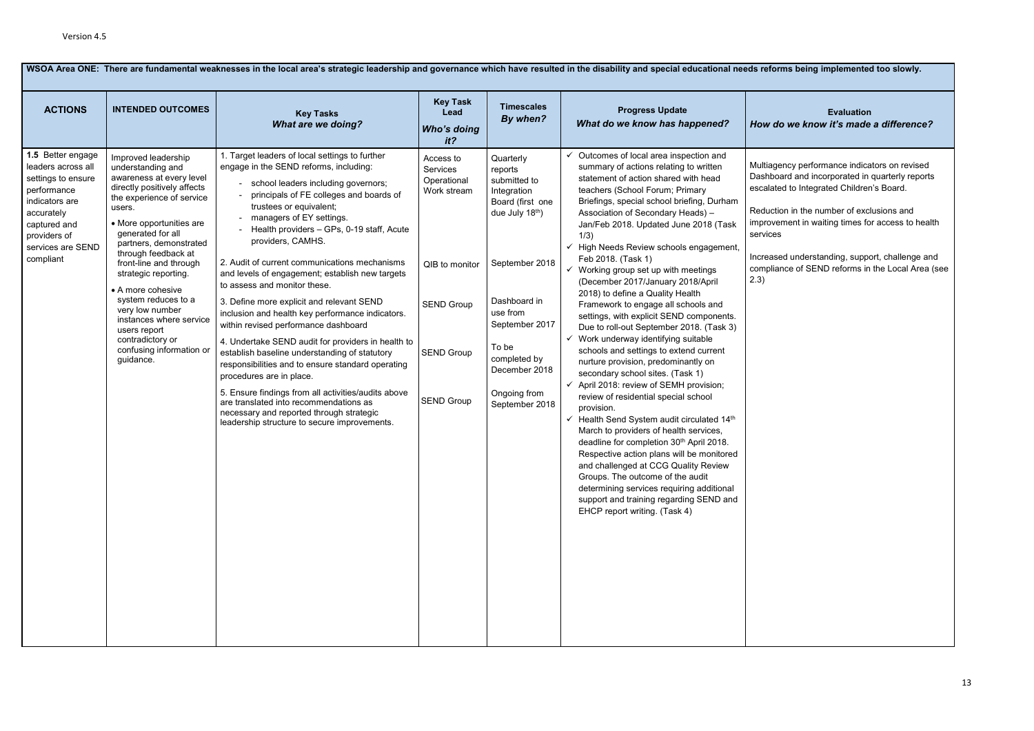Version 4.5

| WSOA Area ONE: There are fundamental weaknesses in the local area's strategic leadership and governance which have resulted in the disability and special educational needs reforms being implemented too slowly. | | | | | | |
|---|---|---|---|---|---|---|
| **ACTIONS** | **INTENDED OUTCOMES** | **Key Tasks** *What are we doing?* | **Key Task Lead** *Who's doing it?* | **Timescales** *By when?* | **Progress Update** *What do we know has happened?* | **Evaluation** *How do we know it's made a difference?* |
| **1.5** Better engage leaders across all settings to ensure performance indicators are accurately captured and providers of services are SEND compliant | Improved leadership understanding and awareness at every level directly positively affects the experience of service users.<br>• More opportunities are generated for all partners, demonstrated through feedback at front-line and through strategic reporting.<br>• A more cohesive system reduces to a very low number instances where service users report contradictory or confusing information or guidance. | 1. Target leaders of local settings to further engage in the SEND reforms, including:<br>- school leaders including governors;<br>- principals of FE colleges and boards of trustees or equivalent;<br>- managers of EY settings.<br>- Health providers – GPs, 0-19 staff, Acute providers, CAMHS.<br><br>2. Audit of current communications mechanisms and levels of engagement; establish new targets to assess and monitor these.<br><br>3. Define more explicit and relevant SEND inclusion and health key performance indicators. within revised performance dashboard<br><br>4. Undertake SEND audit for providers in health to establish baseline understanding of statutory responsibilities and to ensure standard operating procedures are in place.<br><br>5. Ensure findings from all activities/audits above are translated into recommendations as necessary and reported through strategic leadership structure to secure improvements. | Access to Services Operational Work stream<br><br>QIB to monitor<br><br>SEND Group<br><br>SEND Group<br><br>SEND Group | Quarterly reports submitted to Integration Board (first one due July 18th)<br><br>September 2018<br><br>Dashboard in use from September 2017<br><br>To be completed by December 2018<br><br>Ongoing from September 2018 | ✓ Outcomes of local area inspection and summary of actions relating to written statement of action shared with head teachers (School Forum; Primary Briefings, special school briefing, Durham Association of Secondary Heads) – Jan/Feb 2018. Updated June 2018 (Task 1/3)<br>✓ High Needs Review schools engagement, Feb 2018. (Task 1)<br>✓ Working group set up with meetings (December 2017/January 2018/April 2018) to define a Quality Health Framework to engage all schools and settings, with explicit SEND components. Due to roll-out September 2018. (Task 3)<br>✓ Work underway identifying suitable schools and settings to extend current nurture provision, predominantly on secondary school sites. (Task 1)<br>✓ April 2018: review of SEMH provision; review of residential special school provision.<br>✓ Health Send System audit circulated 14th March to providers of health services, deadline for completion 30th April 2018. Respective action plans will be monitored and challenged at CCG Quality Review Groups. The outcome of the audit determining services requiring additional support and training regarding SEND and EHCP report writing. (Task 4) | Multiagency performance indicators on revised Dashboard and incorporated in quarterly reports escalated to Integrated Children's Board.<br><br>Reduction in the number of exclusions and improvement in waiting times for access to health services<br><br>Increased understanding, support, challenge and compliance of SEND reforms in the Local Area (see 2.3) |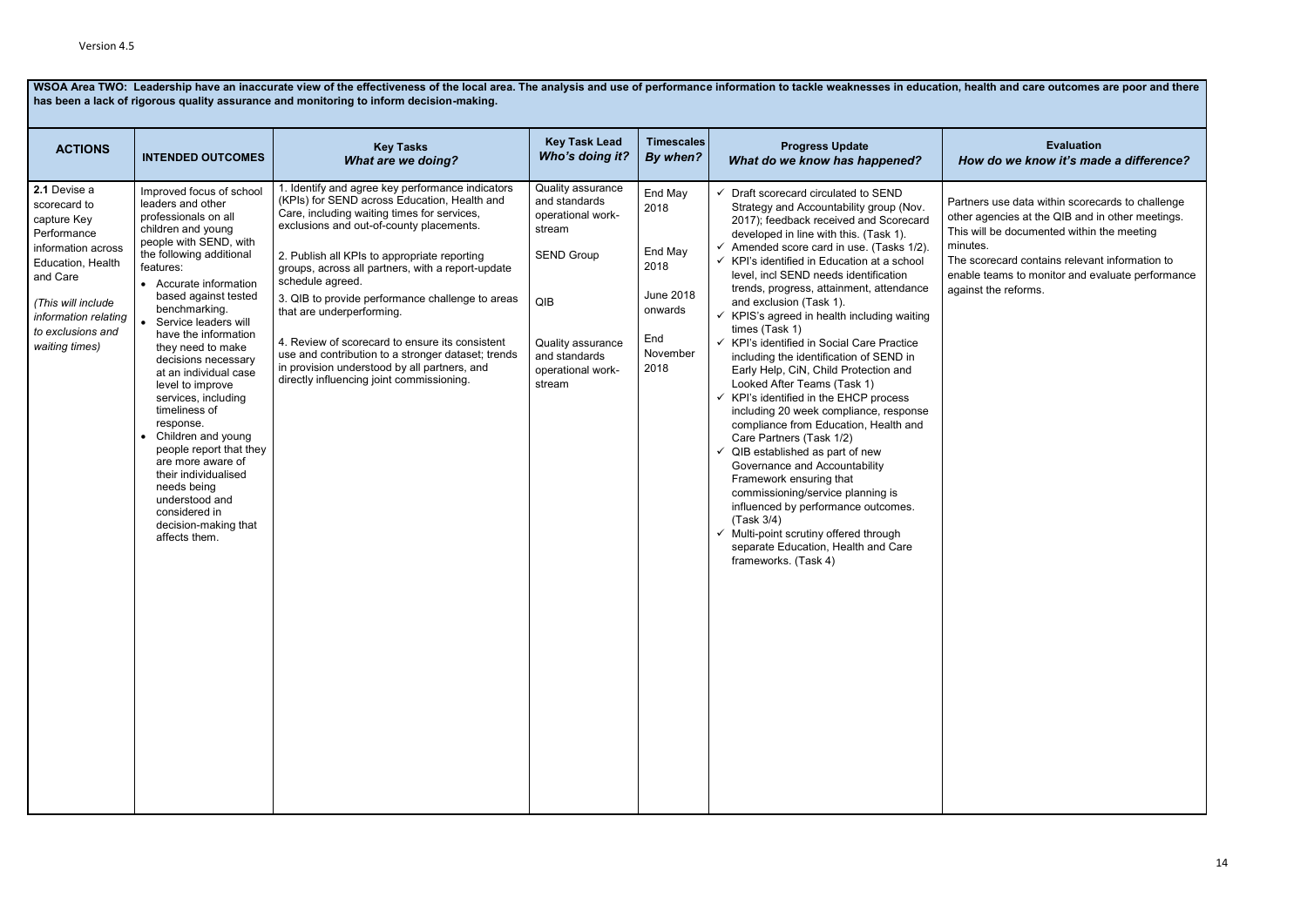**WSOA Area TWO: Leadership have an inaccurate view of the effectiveness of the local area. The analysis and use of performance information to tackle weaknesses in education, health and care outcomes are poor and there has been a lack of rigorous quality assurance and monitoring to inform decision-making.**

| ACTIONS | INTENDED OUTCOMES | Key Tasks *What are we doing?* | Key Task Lead *Who's doing it?* | Timescales *By when?* | Progress Update *What do we know has happened?* | Evaluation *How do we know it's made a difference?* |
|---|---|---|---|---|---|---|
| **2.1** Devise a scorecard to capture Key Performance information across Education, Health and Care<br><br>*(This will include information relating to exclusions and waiting times)* | Improved focus of school leaders and other professionals on all children and young people with SEND, with the following additional features:<br>• Accurate information based against tested benchmarking.<br>• Service leaders will have the information they need to make decisions necessary at an individual case level to improve services, including timeliness of response.<br>• Children and young people report that they are more aware of their individualised needs being understood and considered in decision-making that affects them. | 1. Identify and agree key performance indicators (KPIs) for SEND across Education, Health and Care, including waiting times for services, exclusions and out-of-county placements.<br><br>2. Publish all KPIs to appropriate reporting groups, across all partners, with a report-update schedule agreed.<br><br>3. QIB to provide performance challenge to areas that are underperforming.<br><br>4. Review of scorecard to ensure its consistent use and contribution to a stronger dataset; trends in provision understood by all partners, and directly influencing joint commissioning. | Quality assurance and standards operational work-stream<br><br>SEND Group<br><br>QIB<br><br>Quality assurance and standards operational work-stream | End May 2018<br><br>End May 2018<br><br>June 2018 onwards<br><br>End November 2018 | ✓ Draft scorecard circulated to SEND Strategy and Accountability group (Nov. 2017); feedback received and Scorecard developed in line with this. (Task 1).<br>✓ Amended score card in use. (Tasks 1/2).<br>✓ KPI's identified in Education at a school level, incl SEND needs identification trends, progress, attainment, attendance and exclusion (Task 1).<br>✓ KPIS's agreed in health including waiting times (Task 1)<br>✓ KPI's identified in Social Care Practice including the identification of SEND in Early Help, CiN, Child Protection and Looked After Teams (Task 1)<br>✓ KPI's identified in the EHCP process including 20 week compliance, response compliance from Education, Health and Care Partners (Task 1/2)<br>✓ QIB established as part of new Governance and Accountability Framework ensuring that commissioning/service planning is influenced by performance outcomes. (Task 3/4)<br>✓ Multi-point scrutiny offered through separate Education, Health and Care frameworks. (Task 4) | Partners use data within scorecards to challenge other agencies at the QIB and in other meetings. This will be documented within the meeting minutes.<br>The scorecard contains relevant information to enable teams to monitor and evaluate performance against the reforms. |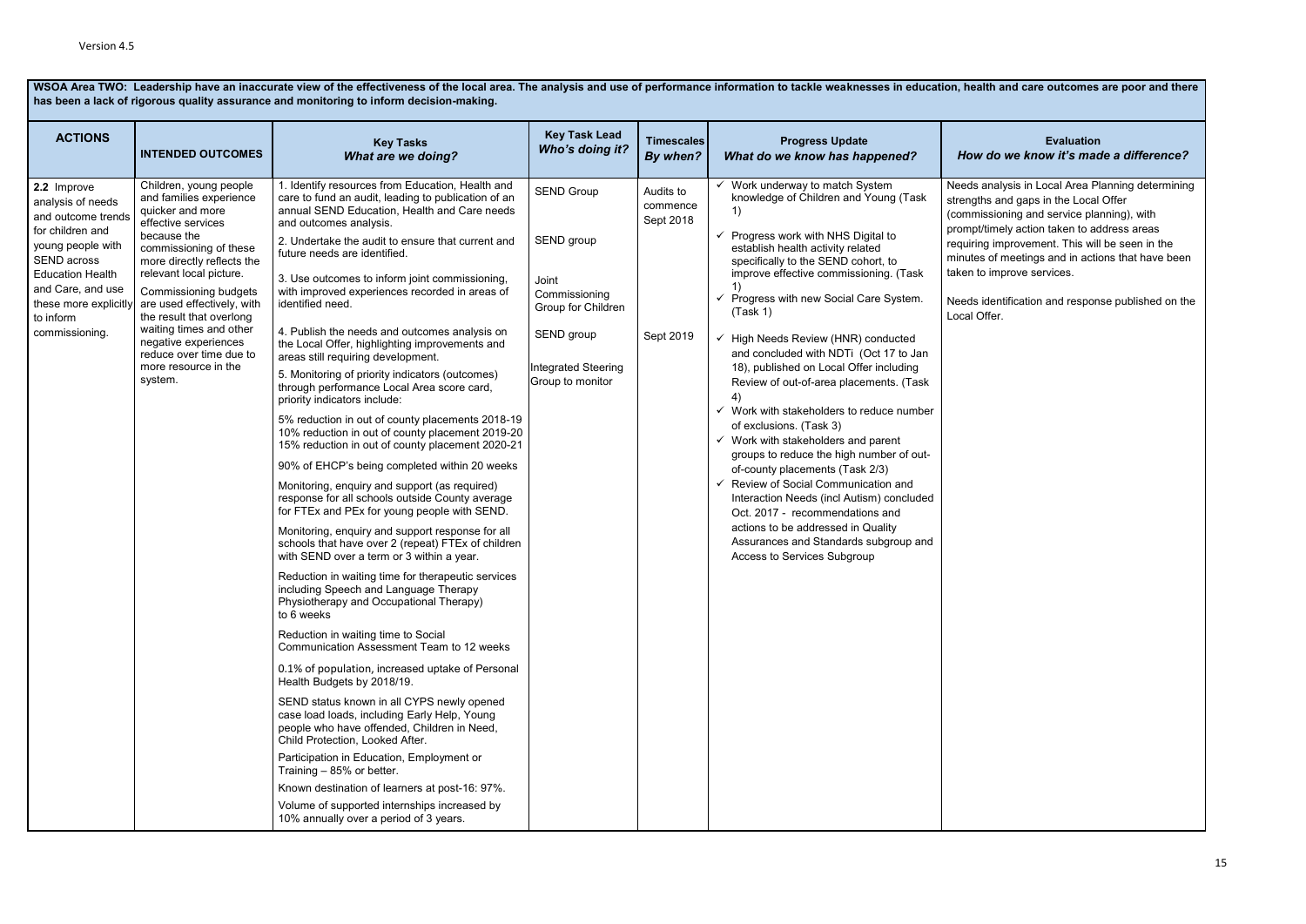Version 4.5

| WSOA Area TWO: Leadership have an inaccurate view of the effectiveness of the local area. The analysis and use of performance information to tackle weaknesses in education, health and care outcomes are poor and there has been a lack of rigorous quality assurance and monitoring to inform decision-making. | | | | | | |
|---|---|---|---|---|---|---|
| **ACTIONS** | **INTENDED OUTCOMES** | **Key Tasks** *What are we doing?* | **Key Task Lead** *Who's doing it?* | **Timescales** *By when?* | **Progress Update** *What do we know has happened?* | **Evaluation** *How do we know it's made a difference?* |
| 2.2 Improve analysis of needs and outcome trends for children and young people with SEND across Education Health and Care, and use these more explicitly to inform commissioning. | Children, young people and families experience quicker and more effective services because the commissioning of these more directly reflects the relevant local picture.<br><br>Commissioning budgets are used effectively, with the result that overlong waiting times and other negative experiences reduce over time due to more resource in the system. | 1. Identify resources from Education, Health and care to fund an audit, leading to publication of an annual SEND Education, Health and Care needs and outcomes analysis.<br><br>2. Undertake the audit to ensure that current and future needs are identified.<br><br>3. Use outcomes to inform joint commissioning, with improved experiences recorded in areas of identified need.<br><br>4. Publish the needs and outcomes analysis on the Local Offer, highlighting improvements and areas still requiring development.<br><br>5. Monitoring of priority indicators (outcomes) through performance Local Area score card, priority indicators include:<br><br>5% reduction in out of county placements 2018-19<br>10% reduction in out of county placement 2019-20<br>15% reduction in out of county placement 2020-21<br><br>90% of EHCP's being completed within 20 weeks<br><br>Monitoring, enquiry and support (as required) response for all schools outside County average for FTEx and PEx for young people with SEND.<br><br>Monitoring, enquiry and support response for all schools that have over 2 (repeat) FTEx of children with SEND over a term or 3 within a year.<br><br>Reduction in waiting time for therapeutic services including Speech and Language Therapy Physiotherapy and Occupational Therapy) to 6 weeks<br><br>Reduction in waiting time to Social Communication Assessment Team to 12 weeks<br><br>0.1% of population, increased uptake of Personal Health Budgets by 2018/19.<br><br>SEND status known in all CYPS newly opened case load loads, including Early Help, Young people who have offended, Children in Need, Child Protection, Looked After.<br><br>Participation in Education, Employment or Training – 85% or better.<br><br>Known destination of learners at post-16: 97%.<br><br>Volume of supported internships increased by 10% annually over a period of 3 years. | SEND Group<br><br>SEND group<br><br>Joint Commissioning Group for Children<br><br>SEND group<br><br>Integrated Steering Group to monitor | Audits to commence Sept 2018<br><br>Sept 2019 | ✓ Work underway to match System knowledge of Children and Young (Task 1)<br><br>✓ Progress work with NHS Digital to establish health activity related specifically to the SEND cohort, to improve effective commissioning. (Task 1)<br><br>✓ Progress with new Social Care System. (Task 1)<br><br>✓ High Needs Review (HNR) conducted and concluded with NDTi (Oct 17 to Jan 18), published on Local Offer including Review of out-of-area placements. (Task 4)<br><br>✓ Work with stakeholders to reduce number of exclusions. (Task 3)<br><br>✓ Work with stakeholders and parent groups to reduce the high number of out-of-county placements (Task 2/3)<br><br>✓ Review of Social Communication and Interaction Needs (incl Autism) concluded Oct. 2017 - recommendations and actions to be addressed in Quality Assurances and Standards subgroup and Access to Services Subgroup | Needs analysis in Local Area Planning determining strengths and gaps in the Local Offer (commissioning and service planning), with prompt/timely action taken to address areas requiring improvement. This will be seen in the minutes of meetings and in actions that have been taken to improve services.<br><br>Needs identification and response published on the Local Offer. |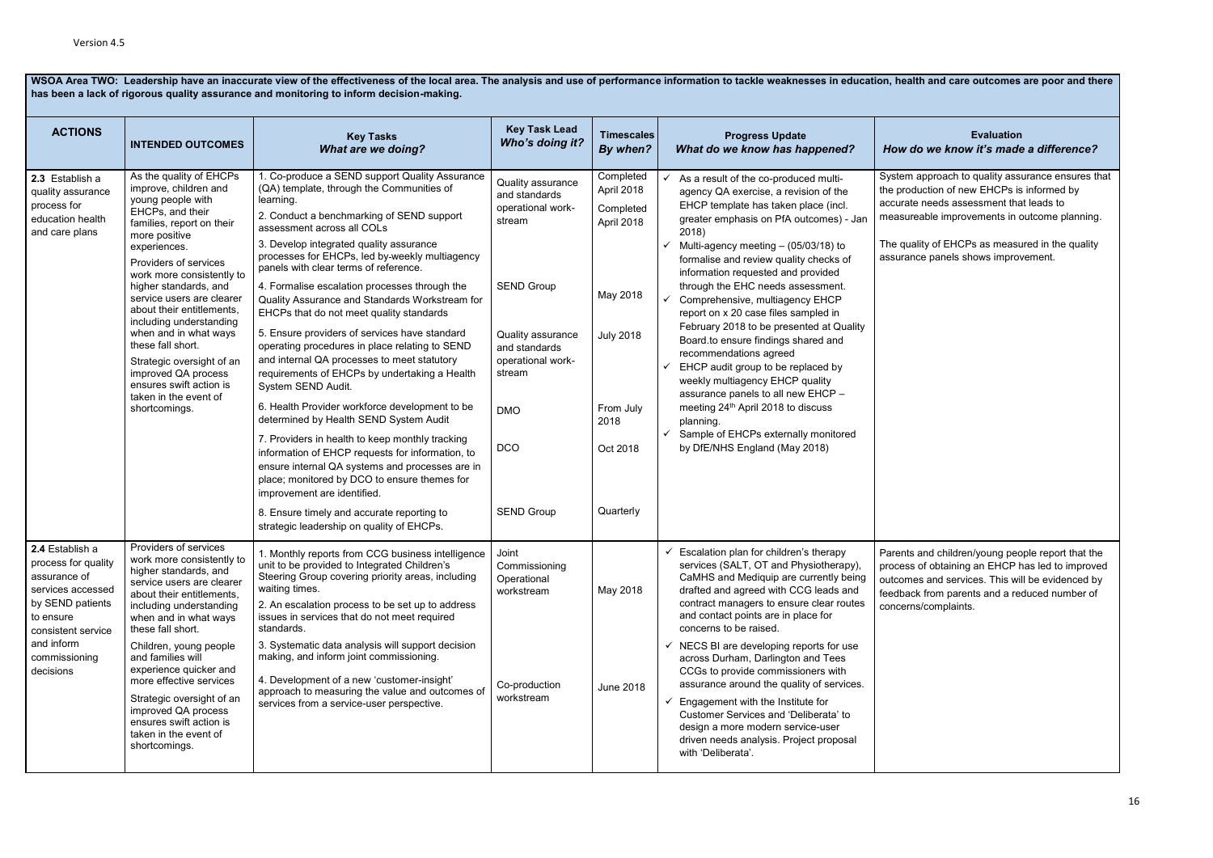Version 4.5

**WSOA Area TWO: Leadership have an inaccurate view of the effectiveness of the local area. The analysis and use of performance information to tackle weaknesses in education, health and care outcomes are poor and there has been a lack of rigorous quality assurance and monitoring to inform decision-making.**

| ACTIONS | INTENDED OUTCOMES | Key Tasks *What are we doing?* | Key Task Lead *Who's doing it?* | Timescales *By when?* | Progress Update *What do we know has happened?* | Evaluation *How do we know it's made a difference?* |
|---|---|---|---|---|---|---|
| 2.3 Establish a quality assurance process for education health and care plans | As the quality of EHCPs improve, children and young people with EHCPs, and their families, report on their more positive experiences.<br><br>Providers of services work more consistently to higher standards, and service users are clearer about their entitlements, including understanding when and in what ways these fall short.<br><br>Strategic oversight of an improved QA process ensures swift action is taken in the event of shortcomings. | 1. Co-produce a SEND support Quality Assurance (QA) template, through the Communities of learning.<br><br>2. Conduct a benchmarking of SEND support assessment across all COLs<br><br>3. Develop integrated quality assurance processes for EHCPs, led by-weekly multiagency panels with clear terms of reference.<br><br>4. Formalise escalation processes through the Quality Assurance and Standards Workstream for EHCPs that do not meet quality standards<br><br>5. Ensure providers of services have standard operating procedures in place relating to SEND and internal QA processes to meet statutory requirements of EHCPs by undertaking a Health System SEND Audit.<br><br>6. Health Provider workforce development to be determined by Health SEND System Audit<br><br>7. Providers in health to keep monthly tracking information of EHCP requests for information, to ensure internal QA systems and processes are in place; monitored by DCO to ensure themes for improvement are identified.<br><br>8. Ensure timely and accurate reporting to strategic leadership on quality of EHCPs. | Quality assurance and standards operational work-stream<br><br>SEND Group<br><br>Quality assurance and standards operational work-stream<br><br>DMO<br><br>DCO<br><br>SEND Group | Completed April 2018<br><br>Completed April 2018<br><br>May 2018<br><br>July 2018<br><br>From July 2018<br><br>Oct 2018<br><br>Quarterly | ✓ As a result of the co-produced multi-agency QA exercise, a revision of the EHCP template has taken place (incl. greater emphasis on PfA outcomes) - Jan 2018)<br><br>✓ Multi-agency meeting – (05/03/18) to formalise and review quality checks of information requested and provided through the EHC needs assessment.<br><br>✓ Comprehensive, multiagency EHCP report on x 20 case files sampled in February 2018 to be presented at Quality Board.to ensure findings shared and recommendations agreed<br><br>✓ EHCP audit group to be replaced by weekly multiagency EHCP quality assurance panels to all new EHCP – meeting 24th April 2018 to discuss planning.<br><br>✓ Sample of EHCPs externally monitored by DfE/NHS England (May 2018) | System approach to quality assurance ensures that the production of new EHCPs is informed by accurate needs assessment that leads to measureable improvements in outcome planning.<br><br>The quality of EHCPs as measured in the quality assurance panels shows improvement. |
| 2.4 Establish a process for quality assurance of services accessed by SEND patients to ensure consistent service and inform commissioning decisions | Providers of services work more consistently to higher standards, and service users are clearer about their entitlements, including understanding when and in what ways these fall short.<br><br>Children, young people and families will experience quicker and more effective services<br><br>Strategic oversight of an improved QA process ensures swift action is taken in the event of shortcomings. | 1. Monthly reports from CCG business intelligence unit to be provided to Integrated Children's Steering Group covering priority areas, including waiting times.<br><br>2. An escalation process to be set up to address issues in services that do not meet required standards.<br><br>3. Systematic data analysis will support decision making, and inform joint commissioning.<br><br>4. Development of a new 'customer-insight' approach to measuring the value and outcomes of services from a service-user perspective. | Joint Commissioning Operational workstream<br><br>Co-production workstream | May 2018<br><br>June 2018 | ✓ Escalation plan for children's therapy services (SALT, OT and Physiotherapy), CaMHS and Mediquip are currently being drafted and agreed with CCG leads and contract managers to ensure clear routes and contact points are in place for concerns to be raised.<br><br>✓ NECS BI are developing reports for use across Durham, Darlington and Tees CCGs to provide commissioners with assurance around the quality of services.<br><br>✓ Engagement with the Institute for Customer Services and 'Deliberata' to design a more modern service-user driven needs analysis. Project proposal with 'Deliberata'. | Parents and children/young people report that the process of obtaining an EHCP has led to improved outcomes and services. This will be evidenced by feedback from parents and a reduced number of concerns/complaints. |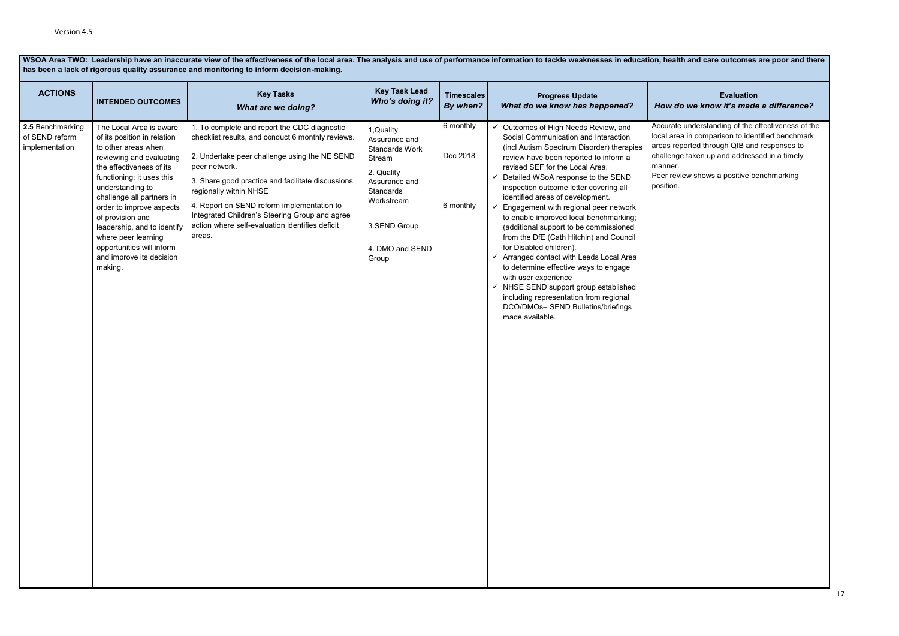Version 4.5

| **WSOA Area TWO: Leadership have an inaccurate view of the effectiveness of the local area. The analysis and use of performance information to tackle weaknesses in education, health and care outcomes are poor and there has been a lack of rigorous quality assurance and monitoring to inform decision-making.** | | | | | | |
|---|---|---|---|---|---|---|
| **ACTIONS** | **INTENDED OUTCOMES** | **Key Tasks** ***What are we doing?*** | **Key Task Lead** ***Who's doing it?*** | **Timescales** ***By when?*** | **Progress Update** ***What do we know has happened?*** | **Evaluation** ***How do we know it's made a difference?*** |
| **2.5** Benchmarking of SEND reform implementation | The Local Area is aware of its position in relation to other areas when reviewing and evaluating the effectiveness of its functioning; it uses this understanding to challenge all partners in order to improve aspects of provision and leadership, and to identify where peer learning opportunities will inform and improve its decision making. | 1. To complete and report the CDC diagnostic checklist results, and conduct 6 monthly reviews.<br><br>2. Undertake peer challenge using the NE SEND peer network.<br><br>3. Share good practice and facilitate discussions regionally within NHSE<br><br>4. Report on SEND reform implementation to Integrated Children's Steering Group and agree action where self-evaluation identifies deficit areas. | 1,Quality Assurance and Standards Work Stream<br><br>2. Quality Assurance and Standards Workstream<br><br>3.SEND Group<br><br>4. DMO and SEND Group | 6 monthly<br><br>Dec 2018<br><br>6 monthly | ✓ Outcomes of High Needs Review, and Social Communication and Interaction (incl Autism Spectrum Disorder) therapies review have been reported to inform a revised SEF for the Local Area.<br>✓ Detailed WSoA response to the SEND inspection outcome letter covering all identified areas of development.<br>✓ Engagement with regional peer network to enable improved local benchmarking; (additional support to be commissioned from the DfE (Cath Hitchin) and Council for Disabled children).<br>✓ Arranged contact with Leeds Local Area to determine effective ways to engage with user experience<br>✓ NHSE SEND support group established including representation from regional DCO/DMOs– SEND Bulletins/briefings made available. . | Accurate understanding of the effectiveness of the local area in comparison to identified benchmark areas reported through QIB and responses to challenge taken up and addressed in a timely manner.<br>Peer review shows a positive benchmarking position. |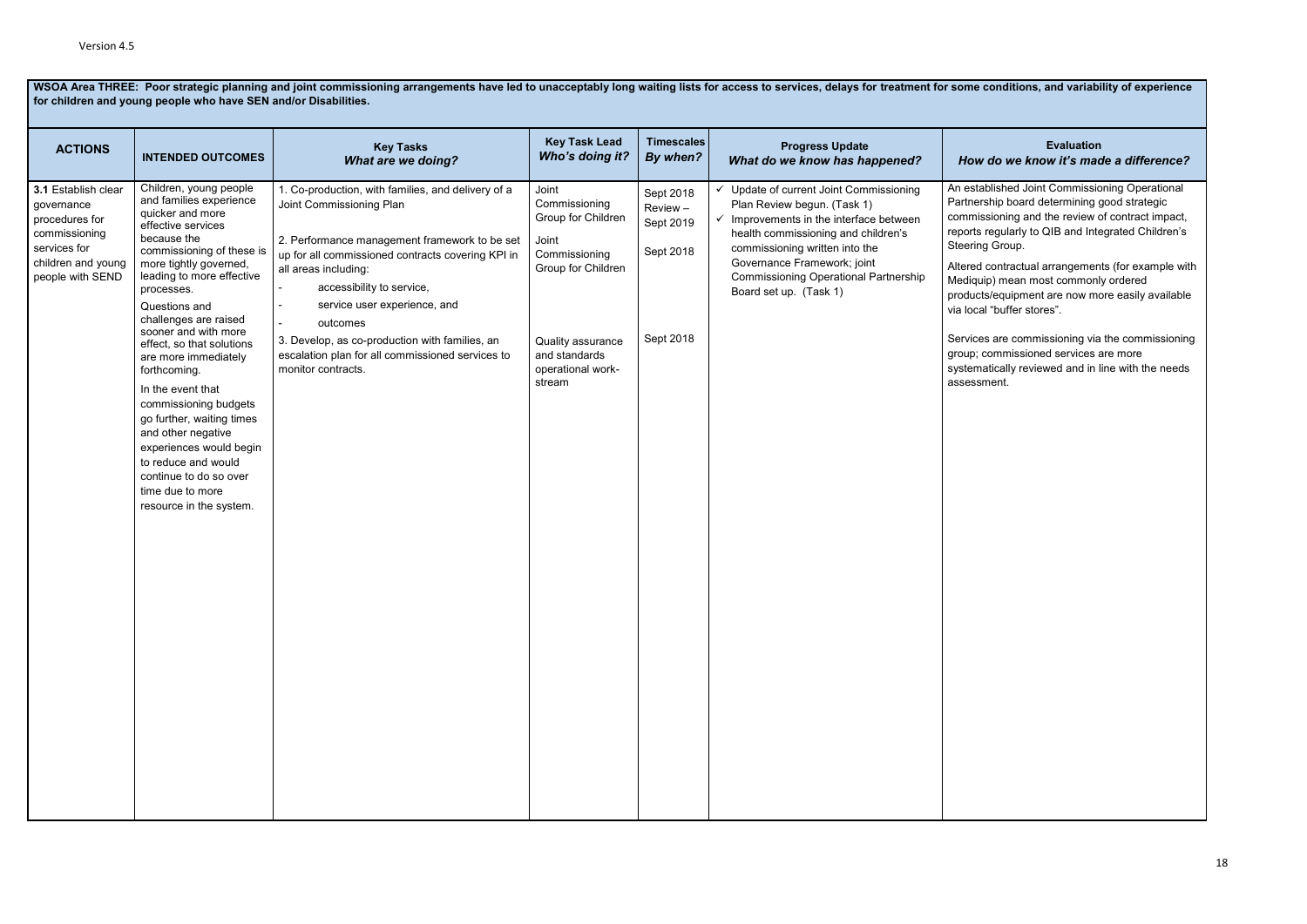**WSOA Area THREE: Poor strategic planning and joint commissioning arrangements have led to unacceptably long waiting lists for access to services, delays for treatment for some conditions, and variability of experience for children and young people who have SEN and/or Disabilities.**

| ACTIONS | INTENDED OUTCOMES | Key Tasks *What are we doing?* | Key Task Lead *Who's doing it?* | Timescales *By when?* | Progress Update *What do we know has happened?* | Evaluation *How do we know it's made a difference?* |
|---|---|---|---|---|---|---|
| **3.1** Establish clear governance procedures for commissioning services for children and young people with SEND | Children, young people and families experience quicker and more effective services because the commissioning of these is more tightly governed, leading to more effective processes.<br><br>Questions and challenges are raised sooner and with more effect, so that solutions are more immediately forthcoming.<br><br>In the event that commissioning budgets go further, waiting times and other negative experiences would begin to reduce and would continue to do so over time due to more resource in the system. | 1. Co-production, with families, and delivery of a Joint Commissioning Plan<br><br>2. Performance management framework to be set up for all commissioned contracts covering KPI in all areas including:<br>- accessibility to service,<br>- service user experience, and<br>- outcomes<br><br>3. Develop, as co-production with families, an escalation plan for all commissioned services to monitor contracts. | Joint Commissioning Group for Children<br><br>Joint Commissioning Group for Children<br><br>Quality assurance and standards operational work-stream | Sept 2018 Review – Sept 2019<br><br>Sept 2018<br><br>Sept 2018 | ✓ Update of current Joint Commissioning Plan Review begun. (Task 1)<br>✓ Improvements in the interface between health commissioning and children's commissioning written into the Governance Framework; joint Commissioning Operational Partnership Board set up. (Task 1) | An established Joint Commissioning Operational Partnership board determining good strategic commissioning and the review of contract impact, reports regularly to QIB and Integrated Children's Steering Group.<br><br>Altered contractual arrangements (for example with Mediquip) mean most commonly ordered products/equipment are now more easily available via local "buffer stores".<br><br>Services are commissioning via the commissioning group; commissioned services are more systematically reviewed and in line with the needs assessment. |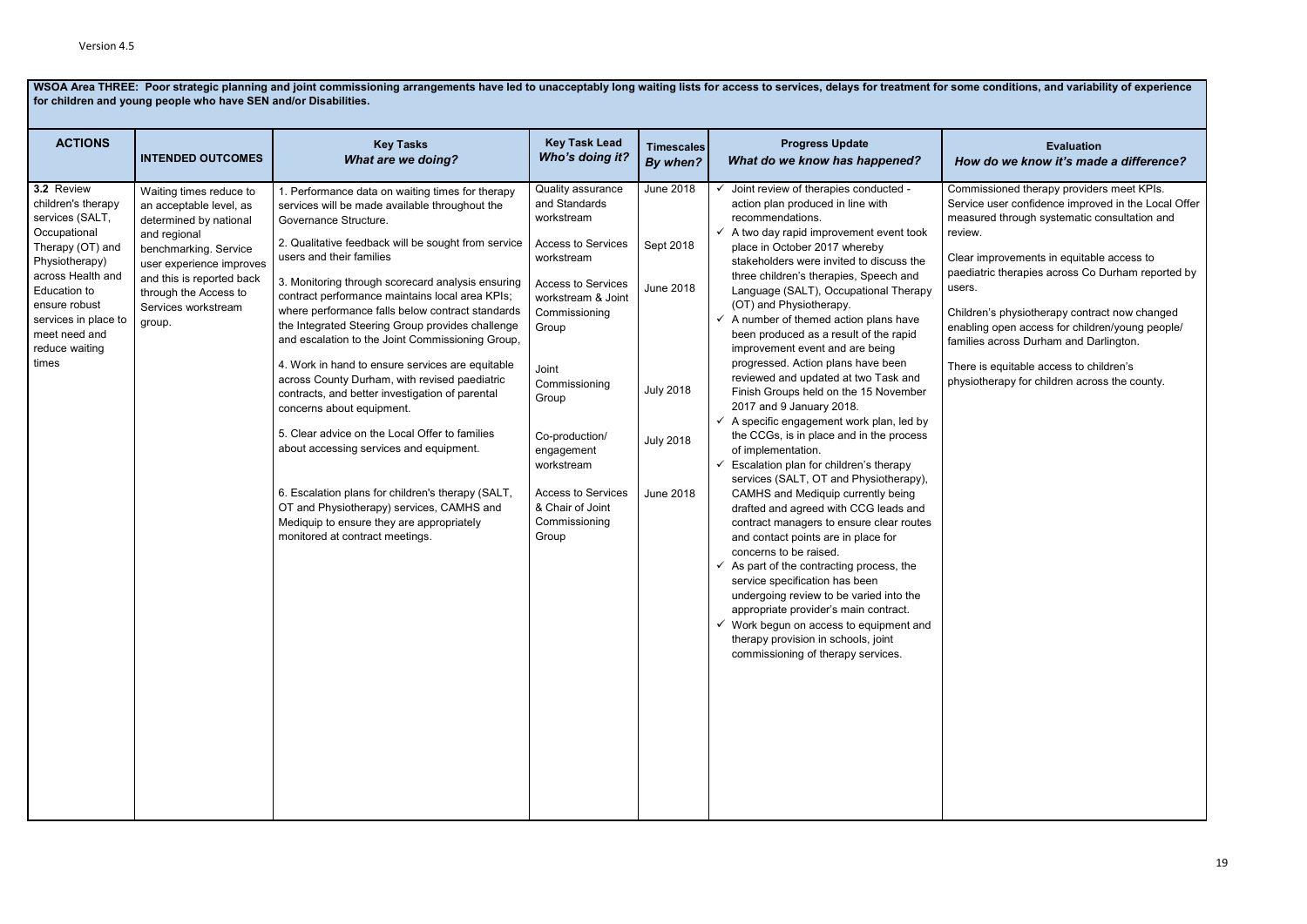Version 4.5

**WSOA Area THREE: Poor strategic planning and joint commissioning arrangements have led to unacceptably long waiting lists for access to services, delays for treatment for some conditions, and variability of experience for children and young people who have SEN and/or Disabilities.**

| ACTIONS | INTENDED OUTCOMES | Key Tasks *What are we doing?* | Key Task Lead *Who's doing it?* | Timescales *By when?* | Progress Update *What do we know has happened?* | Evaluation *How do we know it's made a difference?* |
|---|---|---|---|---|---|---|
| **3.2** Review children's therapy services (SALT, Occupational Therapy (OT) and Physiotherapy) across Health and Education to ensure robust services in place to meet need and reduce waiting times | Waiting times reduce to an acceptable level, as determined by national and regional benchmarking. Service user experience improves and this is reported back through the Access to Services workstream group. | 1. Performance data on waiting times for therapy services will be made available throughout the Governance Structure.<br><br>2. Qualitative feedback will be sought from service users and their families<br><br>3. Monitoring through scorecard analysis ensuring contract performance maintains local area KPIs; where performance falls below contract standards the Integrated Steering Group provides challenge and escalation to the Joint Commissioning Group,<br><br>4. Work in hand to ensure services are equitable across County Durham, with revised paediatric contracts, and better investigation of parental concerns about equipment.<br><br>5. Clear advice on the Local Offer to families about accessing services and equipment.<br><br>6. Escalation plans for children's therapy (SALT, OT and Physiotherapy) services, CAMHS and Mediquip to ensure they are appropriately monitored at contract meetings. | Quality assurance and Standards workstream<br><br>Access to Services workstream<br><br>Access to Services workstream & Joint Commissioning Group<br><br>Joint Commissioning Group<br><br>Co-production/ engagement workstream<br><br>Access to Services & Chair of Joint Commissioning Group | June 2018<br><br>Sept 2018<br><br>June 2018<br><br>July 2018<br><br>July 2018<br><br>June 2018 | ✓ Joint review of therapies conducted - action plan produced in line with recommendations.<br>✓ A two day rapid improvement event took place in October 2017 whereby stakeholders were invited to discuss the three children's therapies, Speech and Language (SALT), Occupational Therapy (OT) and Physiotherapy.<br>✓ A number of themed action plans have been produced as a result of the rapid improvement event and are being progressed. Action plans have been reviewed and updated at two Task and Finish Groups held on the 15 November 2017 and 9 January 2018.<br>✓ A specific engagement work plan, led by the CCGs, is in place and in the process of implementation.<br>✓ Escalation plan for children's therapy services (SALT, OT and Physiotherapy), CAMHS and Mediquip currently being drafted and agreed with CCG leads and contract managers to ensure clear routes and contact points are in place for concerns to be raised.<br>✓ As part of the contracting process, the service specification has been undergoing review to be varied into the appropriate provider's main contract.<br>✓ Work begun on access to equipment and therapy provision in schools, joint commissioning of therapy services. | Commissioned therapy providers meet KPIs. Service user confidence improved in the Local Offer measured through systematic consultation and review.<br><br>Clear improvements in equitable access to paediatric therapies across Co Durham reported by users.<br><br>Children's physiotherapy contract now changed enabling open access for children/young people/ families across Durham and Darlington.<br><br>There is equitable access to children's physiotherapy for children across the county. |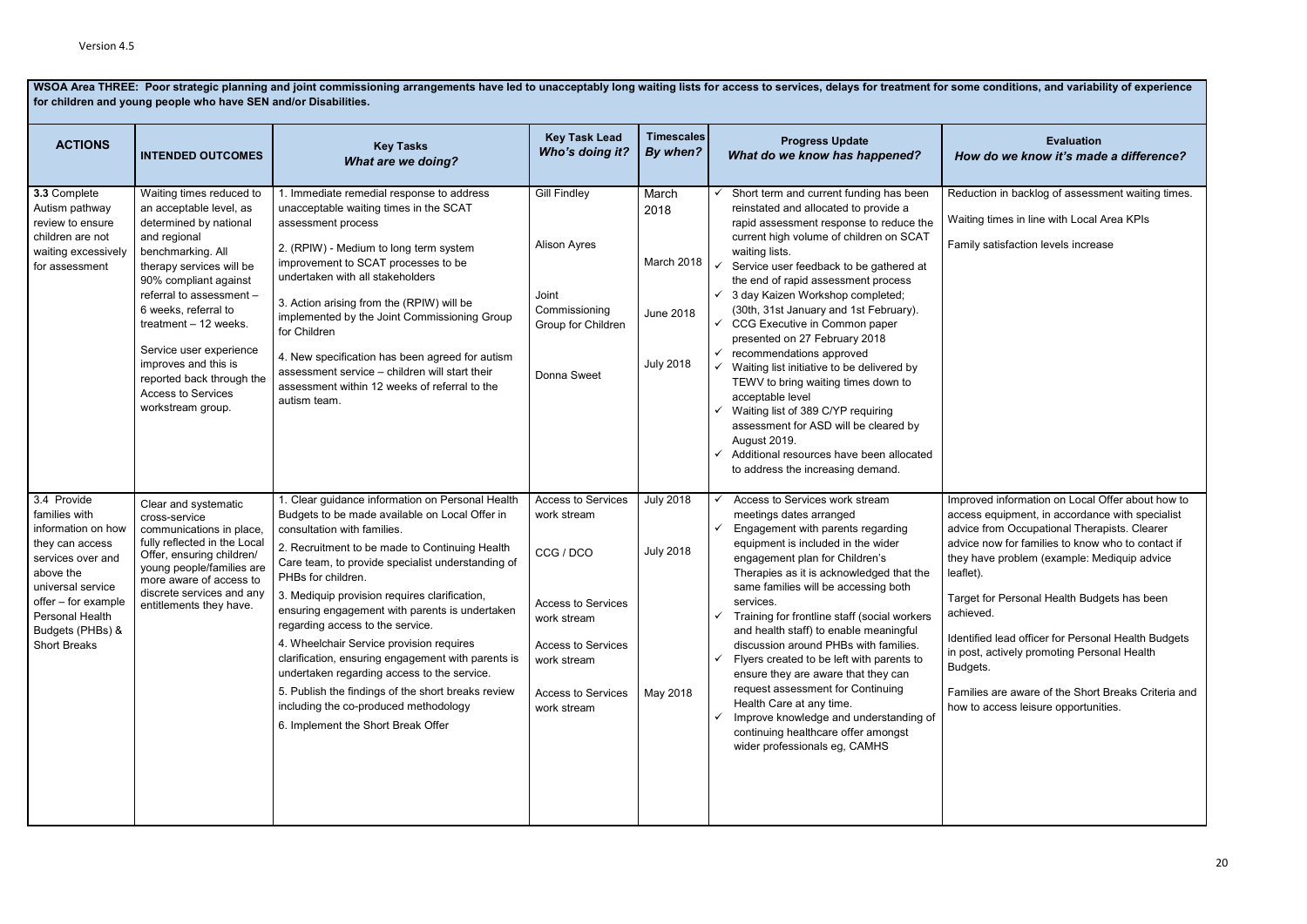Version 4.5

**WSOA Area THREE: Poor strategic planning and joint commissioning arrangements have led to unacceptably long waiting lists for access to services, delays for treatment for some conditions, and variability of experience for children and young people who have SEN and/or Disabilities.**

| ACTIONS | INTENDED OUTCOMES | Key Tasks *What are we doing?* | Key Task Lead *Who's doing it?* | Timescales *By when?* | Progress Update *What do we know has happened?* | Evaluation *How do we know it's made a difference?* |
|---|---|---|---|---|---|---|
| **3.3** Complete Autism pathway review to ensure children are not waiting excessively for assessment | Waiting times reduced to an acceptable level, as determined by national and regional benchmarking. All therapy services will be 90% compliant against referral to assessment – 6 weeks, referral to treatment – 12 weeks.<br><br>Service user experience improves and this is reported back through the Access to Services workstream group. | 1. Immediate remedial response to address unacceptable waiting times in the SCAT assessment process<br><br>2. (RPIW) - Medium to long term system improvement to SCAT processes to be undertaken with all stakeholders<br><br>3. Action arising from the (RPIW) will be implemented by the Joint Commissioning Group for Children<br><br>4. New specification has been agreed for autism assessment service – children will start their assessment within 12 weeks of referral to the autism team. | Gill Findley<br><br>Alison Ayres<br><br>Joint Commissioning Group for Children<br><br>Donna Sweet | March 2018<br><br>March 2018<br><br>June 2018<br><br>July 2018 | ✓ Short term and current funding has been reinstated and allocated to provide a rapid assessment response to reduce the current high volume of children on SCAT waiting lists.<br>✓ Service user feedback to be gathered at the end of rapid assessment process<br>✓ 3 day Kaizen Workshop completed; (30th, 31st January and 1st February).<br>✓ CCG Executive in Common paper presented on 27 February 2018<br>✓ recommendations approved<br>✓ Waiting list initiative to be delivered by TEWV to bring waiting times down to acceptable level<br>✓ Waiting list of 389 C/YP requiring assessment for ASD will be cleared by August 2019.<br>✓ Additional resources have been allocated to address the increasing demand. | Reduction in backlog of assessment waiting times.<br><br>Waiting times in line with Local Area KPIs<br><br>Family satisfaction levels increase |
| 3.4 Provide families with information on how they can access services over and above the universal service offer – for example Personal Health Budgets (PHBs) & Short Breaks | Clear and systematic cross-service communications in place, fully reflected in the Local Offer, ensuring children/ young people/families are more aware of access to discrete services and any entitlements they have. | 1. Clear guidance information on Personal Health Budgets to be made available on Local Offer in consultation with families.<br><br>2. Recruitment to be made to Continuing Health Care team, to provide specialist understanding of PHBs for children.<br><br>3. Mediquip provision requires clarification, ensuring engagement with parents is undertaken regarding access to the service.<br><br>4. Wheelchair Service provision requires clarification, ensuring engagement with parents is undertaken regarding access to the service.<br><br>5. Publish the findings of the short breaks review including the co-produced methodology<br><br>6. Implement the Short Break Offer | Access to Services work stream<br><br>CCG / DCO<br><br>Access to Services work stream<br><br>Access to Services work stream<br><br>Access to Services work stream | July 2018<br><br>July 2018<br><br>May 2018 | ✓ Access to Services work stream meetings dates arranged<br>✓ Engagement with parents regarding equipment is included in the wider engagement plan for Children's Therapies as it is acknowledged that the same families will be accessing both services.<br>✓ Training for frontline staff (social workers and health staff) to enable meaningful discussion around PHBs with families.<br>✓ Flyers created to be left with parents to ensure they are aware that they can request assessment for Continuing Health Care at any time.<br>✓ Improve knowledge and understanding of continuing healthcare offer amongst wider professionals eg, CAMHS | Improved information on Local Offer about how to access equipment, in accordance with specialist advice from Occupational Therapists. Clearer advice now for families to know who to contact if they have problem (example: Mediquip advice leaflet).<br><br>Target for Personal Health Budgets has been achieved.<br><br>Identified lead officer for Personal Health Budgets in post, actively promoting Personal Health Budgets.<br><br>Families are aware of the Short Breaks Criteria and how to access leisure opportunities. |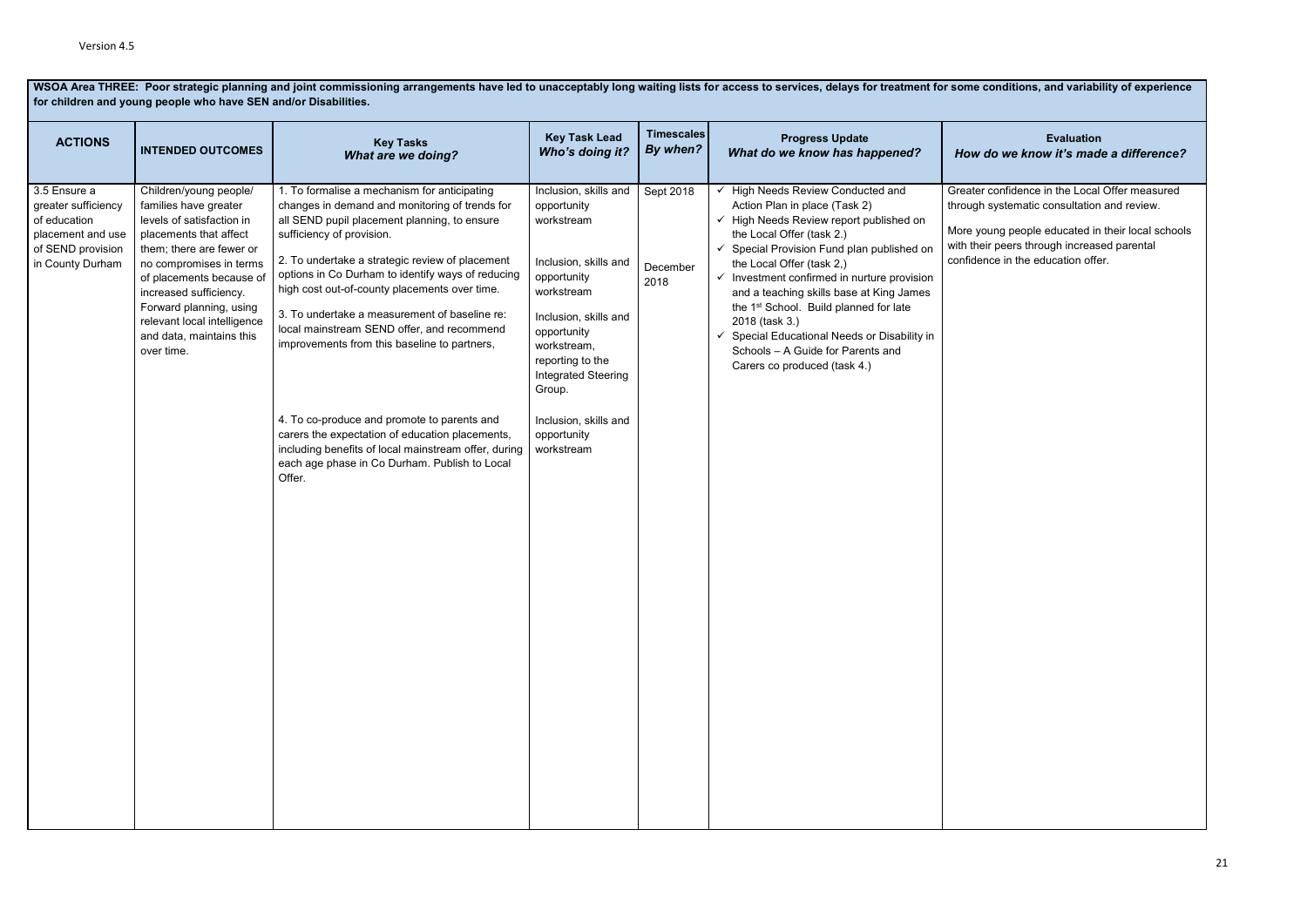Version 4.5

**WSOA Area THREE: Poor strategic planning and joint commissioning arrangements have led to unacceptably long waiting lists for access to services, delays for treatment for some conditions, and variability of experience for children and young people who have SEN and/or Disabilities.**

| ACTIONS | INTENDED OUTCOMES | Key Tasks *What are we doing?* | Key Task Lead *Who's doing it?* | Timescales *By when?* | Progress Update *What do we know has happened?* | Evaluation *How do we know it's made a difference?* |
|---|---|---|---|---|---|---|
| 3.5 Ensure a greater sufficiency of education placement and use of SEND provision in County Durham | Children/young people/ families have greater levels of satisfaction in placements that affect them; there are fewer or no compromises in terms of placements because of increased sufficiency. Forward planning, using relevant local intelligence and data, maintains this over time. | 1. To formalise a mechanism for anticipating changes in demand and monitoring of trends for all SEND pupil placement planning, to ensure sufficiency of provision.<br><br>2. To undertake a strategic review of placement options in Co Durham to identify ways of reducing high cost out-of-county placements over time.<br><br>3. To undertake a measurement of baseline re: local mainstream SEND offer, and recommend improvements from this baseline to partners,<br><br>4. To co-produce and promote to parents and carers the expectation of education placements, including benefits of local mainstream offer, during each age phase in Co Durham. Publish to Local Offer. | Inclusion, skills and opportunity workstream<br><br>Inclusion, skills and opportunity workstream<br><br>Inclusion, skills and opportunity workstream, reporting to the Integrated Steering Group.<br><br>Inclusion, skills and opportunity workstream | Sept 2018<br><br>December 2018 | ✓ High Needs Review Conducted and Action Plan in place (Task 2)<br>✓ High Needs Review report published on the Local Offer (task 2.)<br>✓ Special Provision Fund plan published on the Local Offer (task 2,)<br>✓ Investment confirmed in nurture provision and a teaching skills base at King James the 1st School. Build planned for late 2018 (task 3.)<br>✓ Special Educational Needs or Disability in Schools – A Guide for Parents and Carers co produced (task 4.) | Greater confidence in the Local Offer measured through systematic consultation and review.<br><br>More young people educated in their local schools with their peers through increased parental confidence in the education offer. |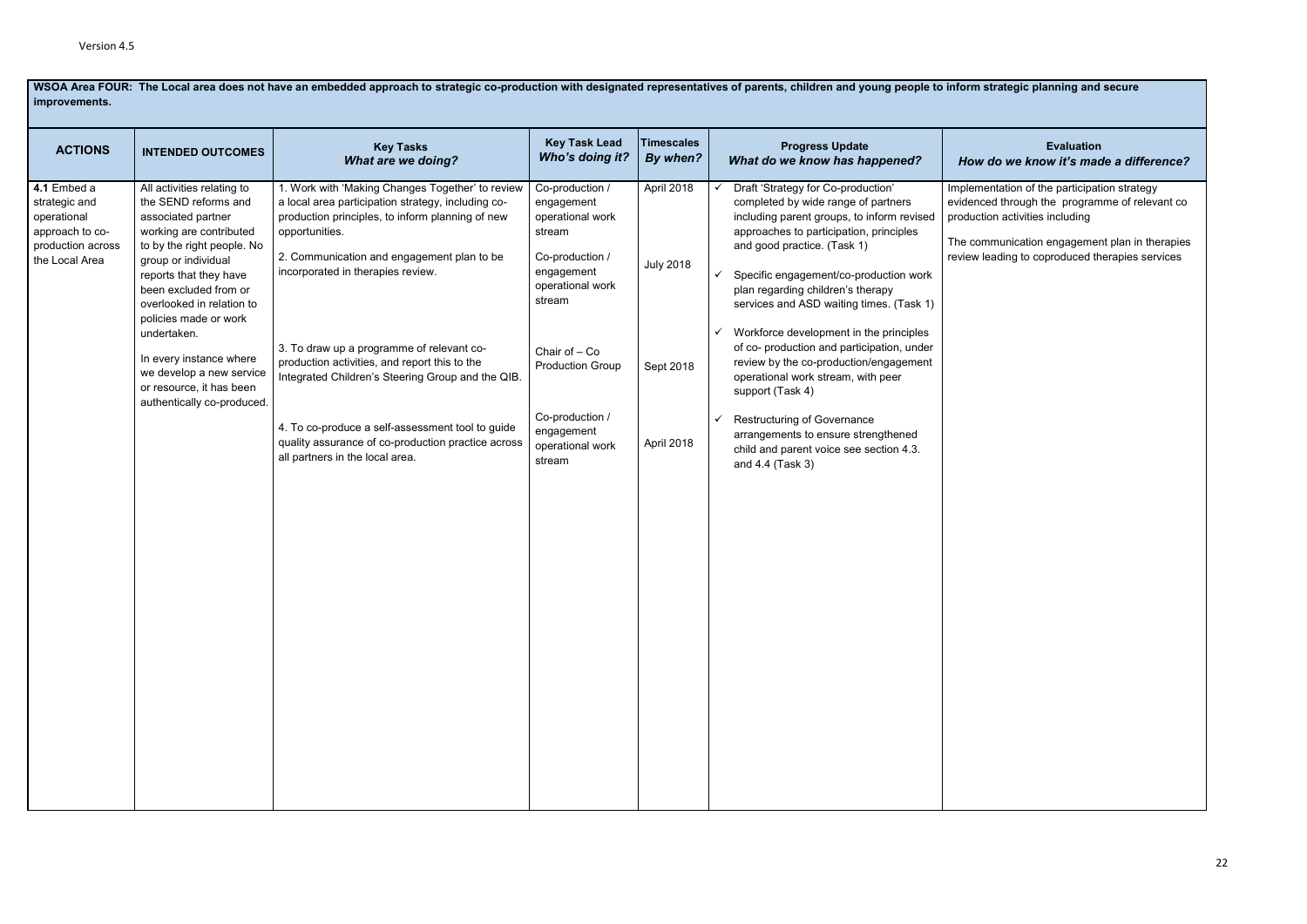**WSOA Area FOUR: The Local area does not have an embedded approach to strategic co-production with designated representatives of parents, children and young people to inform strategic planning and secure improvements.**

| ACTIONS | INTENDED OUTCOMES | Key Tasks *What are we doing?* | Key Task Lead *Who's doing it?* | Timescales *By when?* | Progress Update *What do we know has happened?* | Evaluation *How do we know it's made a difference?* |
|---|---|---|---|---|---|---|
| **4.1** Embed a strategic and operational approach to co-production across the Local Area | All activities relating to the SEND reforms and associated partner working are contributed to by the right people. No group or individual reports that they have been excluded from or overlooked in relation to policies made or work undertaken.<br><br>In every instance where we develop a new service or resource, it has been authentically co-produced. | 1. Work with 'Making Changes Together' to review a local area participation strategy, including co-production principles, to inform planning of new opportunities.<br><br>2. Communication and engagement plan to be incorporated in therapies review.<br><br>3. To draw up a programme of relevant co-production activities, and report this to the Integrated Children's Steering Group and the QIB.<br><br>4. To co-produce a self-assessment tool to guide quality assurance of co-production practice across all partners in the local area. | Co-production / engagement operational work stream<br><br>Co-production / engagement operational work stream<br><br>Chair of – Co Production Group<br><br>Co-production / engagement operational work stream | April 2018<br><br>July 2018<br><br>Sept 2018<br><br>April 2018 | ✓ Draft 'Strategy for Co-production' completed by wide range of partners including parent groups, to inform revised approaches to participation, principles and good practice. (Task 1)<br><br>✓ Specific engagement/co-production work plan regarding children's therapy services and ASD waiting times. (Task 1)<br><br>✓ Workforce development in the principles of co- production and participation, under review by the co-production/engagement operational work stream, with peer support (Task 4)<br><br>✓ Restructuring of Governance arrangements to ensure strengthened child and parent voice see section 4.3. and 4.4 (Task 3) | Implementation of the participation strategy evidenced through the programme of relevant co production activities including<br><br>The communication engagement plan in therapies review leading to coproduced therapies services |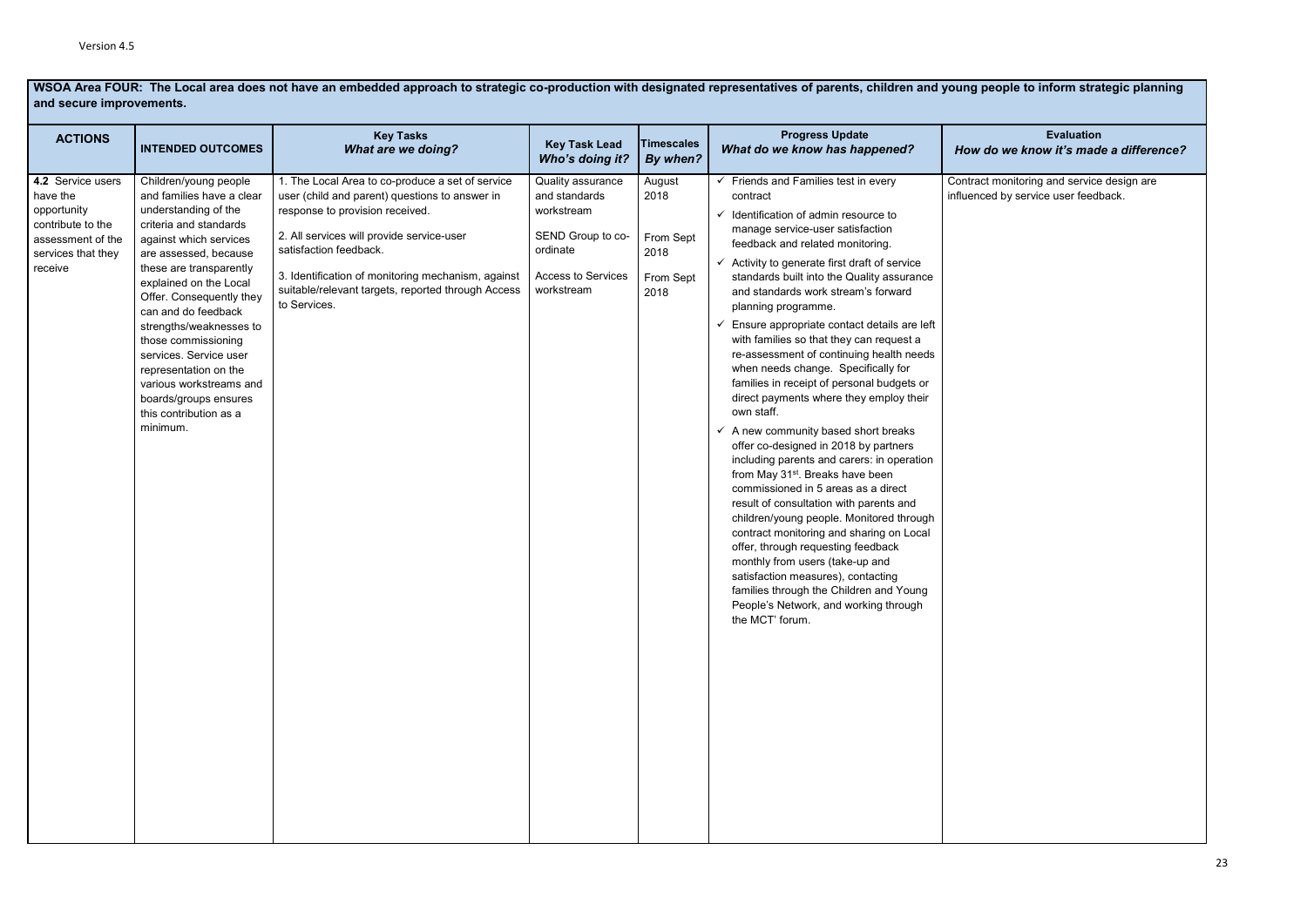**WSOA Area FOUR: The Local area does not have an embedded approach to strategic co-production with designated representatives of parents, children and young people to inform strategic planning and secure improvements.**

| ACTIONS | INTENDED OUTCOMES | Key Tasks<br>*What are we doing?* | Key Task Lead<br>*Who's doing it?* | Timescales<br>*By when?* | Progress Update<br>*What do we know has happened?* | Evaluation<br>*How do we know it's made a difference?* |
|---|---|---|---|---|---|---|
| **4.2** Service users have the opportunity contribute to the assessment of the services that they receive | Children/young people and families have a clear understanding of the criteria and standards against which services are assessed, because these are transparently explained on the Local Offer. Consequently they can and do feedback strengths/weaknesses to those commissioning services. Service user representation on the various workstreams and boards/groups ensures this contribution as a minimum. | 1. The Local Area to co-produce a set of service user (child and parent) questions to answer in response to provision received.<br><br>2. All services will provide service-user satisfaction feedback.<br><br>3. Identification of monitoring mechanism, against suitable/relevant targets, reported through Access to Services. | Quality assurance and standards workstream<br><br>SEND Group to co-ordinate<br><br>Access to Services workstream | August 2018<br><br>From Sept 2018<br><br>From Sept 2018 | ✓ Friends and Families test in every contract<br>✓ Identification of admin resource to manage service-user satisfaction feedback and related monitoring.<br>✓ Activity to generate first draft of service standards built into the Quality assurance and standards work stream's forward planning programme.<br>✓ Ensure appropriate contact details are left with families so that they can request a re-assessment of continuing health needs when needs change. Specifically for families in receipt of personal budgets or direct payments where they employ their own staff.<br>✓ A new community based short breaks offer co-designed in 2018 by partners including parents and carers: in operation from May 31st. Breaks have been commissioned in 5 areas as a direct result of consultation with parents and children/young people. Monitored through contract monitoring and sharing on Local offer, through requesting feedback monthly from users (take-up and satisfaction measures), contacting families through the Children and Young People's Network, and working through the MCT' forum. | Contract monitoring and service design are influenced by service user feedback. |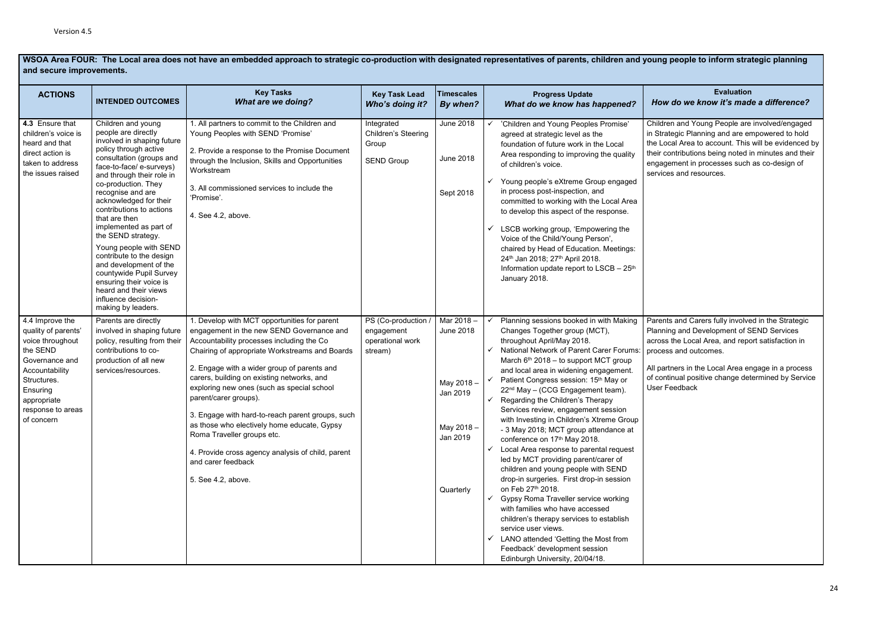Version 4.5

**WSOA Area FOUR: The Local area does not have an embedded approach to strategic co-production with designated representatives of parents, children and young people to inform strategic planning and secure improvements.**

| ACTIONS | INTENDED OUTCOMES | Key Tasks *What are we doing?* | Key Task Lead *Who's doing it?* | Timescales *By when?* | Progress Update *What do we know has happened?* | Evaluation *How do we know it's made a difference?* |
|---|---|---|---|---|---|---|
| **4.3** Ensure that children's voice is heard and that direct action is taken to address the issues raised | Children and young people are directly involved in shaping future policy through active consultation (groups and face-to-face/ e-surveys) and through their role in co-production. They recognise and are acknowledged for their contributions to actions that are then implemented as part of the SEND strategy.<br><br>Young people with SEND contribute to the design and development of the countywide Pupil Survey ensuring their voice is heard and their views influence decision-making by leaders. | 1. All partners to commit to the Children and Young Peoples with SEND 'Promise'<br><br>2. Provide a response to the Promise Document through the Inclusion, Skills and Opportunities Workstream<br><br>3. All commissioned services to include the 'Promise'.<br><br>4. See 4.2, above. | Integrated Children's Steering Group<br><br>SEND Group | June 2018<br><br>June 2018<br><br>Sept 2018 | ✓ 'Children and Young Peoples Promise' agreed at strategic level as the foundation of future work in the Local Area responding to improving the quality of children's voice.<br><br>✓ Young people's eXtreme Group engaged in process post-inspection, and committed to working with the Local Area to develop this aspect of the response.<br><br>✓ LSCB working group, 'Empowering the Voice of the Child/Young Person', chaired by Head of Education. Meetings: 24th Jan 2018; 27th April 2018. Information update report to LSCB – 25th January 2018. | Children and Young People are involved/engaged in Strategic Planning and are empowered to hold the Local Area to account. This will be evidenced by their contributions being noted in minutes and their engagement in processes such as co-design of services and resources. |
| 4.4 Improve the quality of parents' voice throughout the SEND Governance and Accountability Structures. Ensuring appropriate response to areas of concern | Parents are directly involved in shaping future policy, resulting from their contributions to co-production of all new services/resources. | 1. Develop with MCT opportunities for parent engagement in the new SEND Governance and Accountability processes including the Co Chairing of appropriate Workstreams and Boards<br><br>2. Engage with a wider group of parents and carers, building on existing networks, and exploring new ones (such as special school parent/carer groups).<br><br>3. Engage with hard-to-reach parent groups, such as those who electively home educate, Gypsy Roma Traveller groups etc.<br><br>4. Provide cross agency analysis of child, parent and carer feedback<br><br>5. See 4.2, above. | PS (Co-production / engagement operational work stream) | Mar 2018 – June 2018<br><br>May 2018 – Jan 2019<br><br>May 2018 – Jan 2019<br><br>Quarterly | ✓ Planning sessions booked in with Making Changes Together group (MCT), throughout April/May 2018.<br>✓ National Network of Parent Carer Forums: March 6th 2018 – to support MCT group and local area in widening engagement.<br>✓ Patient Congress session: 15th May or 22nd May – (CCG Engagement team).<br>✓ Regarding the Children's Therapy Services review, engagement session with Investing in Children's Xtreme Group - 3 May 2018; MCT group attendance at conference on 17th May 2018.<br>✓ Local Area response to parental request led by MCT providing parent/carer of children and young people with SEND drop-in surgeries. First drop-in session on Feb 27th 2018.<br>✓ Gypsy Roma Traveller service working with families who have accessed children's therapy services to establish service user views.<br>✓ LANO attended 'Getting the Most from Feedback' development session Edinburgh University, 20/04/18. | Parents and Carers fully involved in the Strategic Planning and Development of SEND Services across the Local Area, and report satisfaction in process and outcomes.<br><br>All partners in the Local Area engage in a process of continual positive change determined by Service User Feedback |